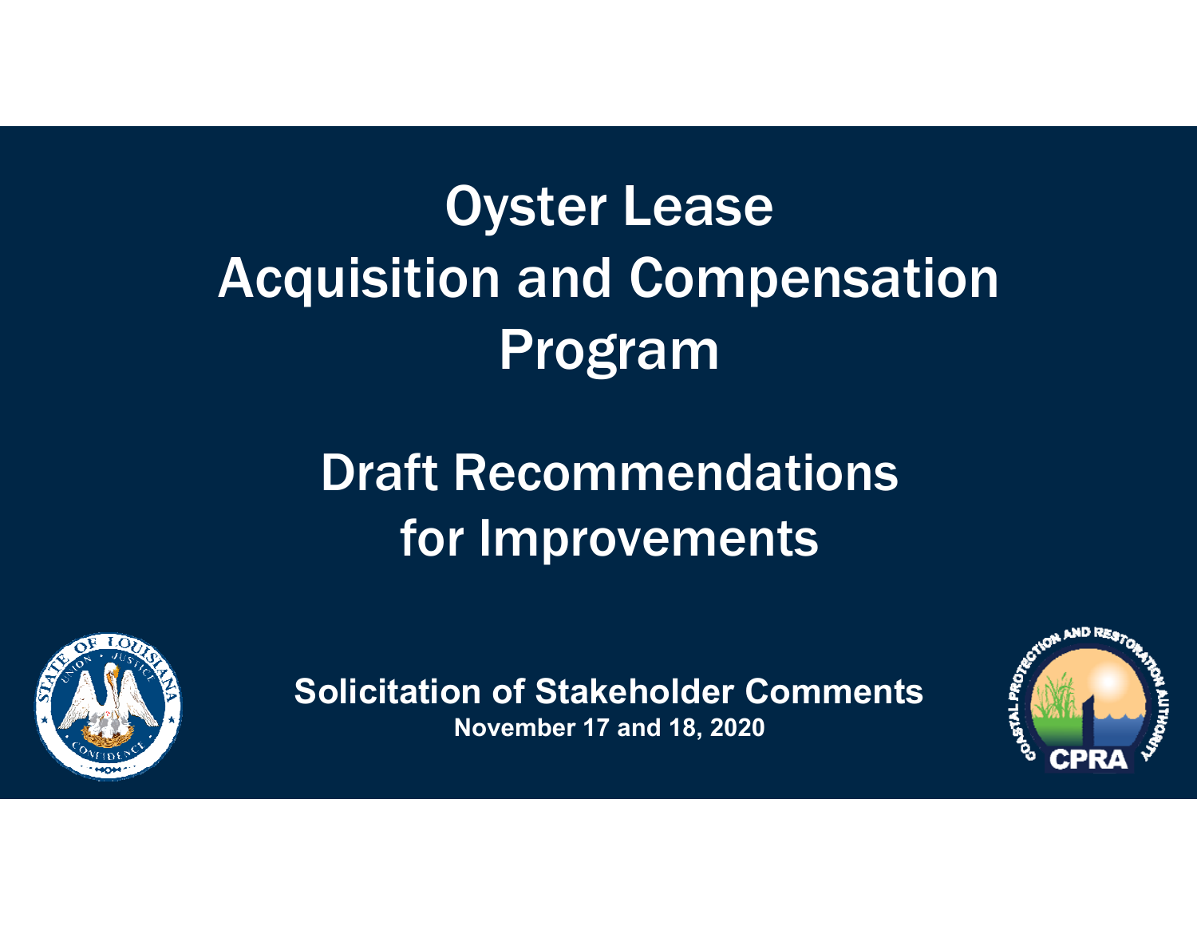# Oyster Lease Acquisition and Compensation Program

## Draft Recommendations for Improvements

**Solicitation of Stakeholder Comments**

**November 17 and 18, 2020**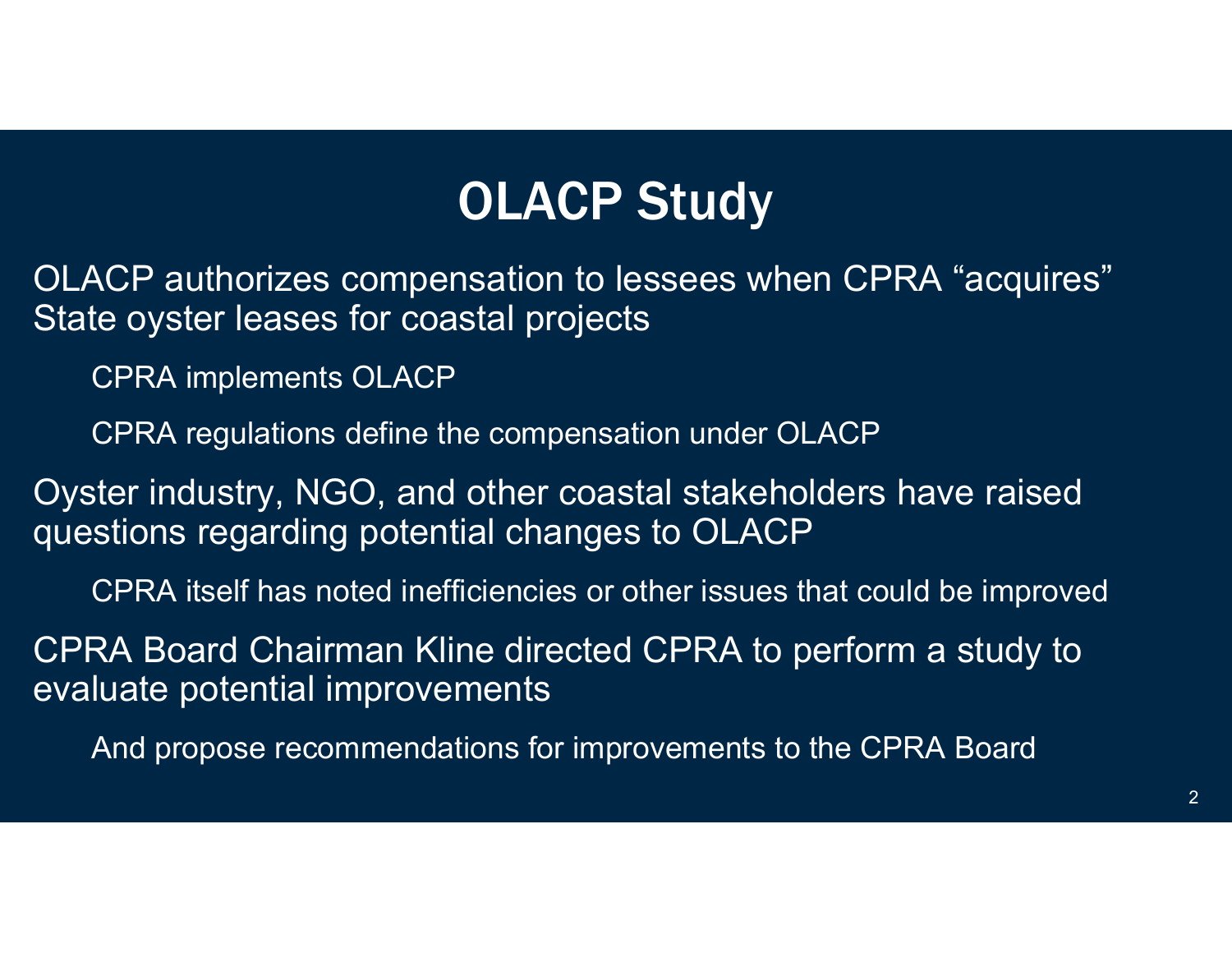# OLACP Study

- OLACP authorizes compensation to lessees when CPRA “acquires” State oyster leases for coastal projects
  - CPRA implements OLACP
  - CPRA regulations define the compensation under OLACP
- Oyster industry, NGO, and other coastal stakeholders have raised questions regarding potential changes to OLACP
  - CPRA itself has noted inefficiencies or other issues that could be improved
- CPRA Board Chairman Kline directed CPRA to perform a study to evaluate potential improvements
  - And propose recommendations for improvements to the CPRA Board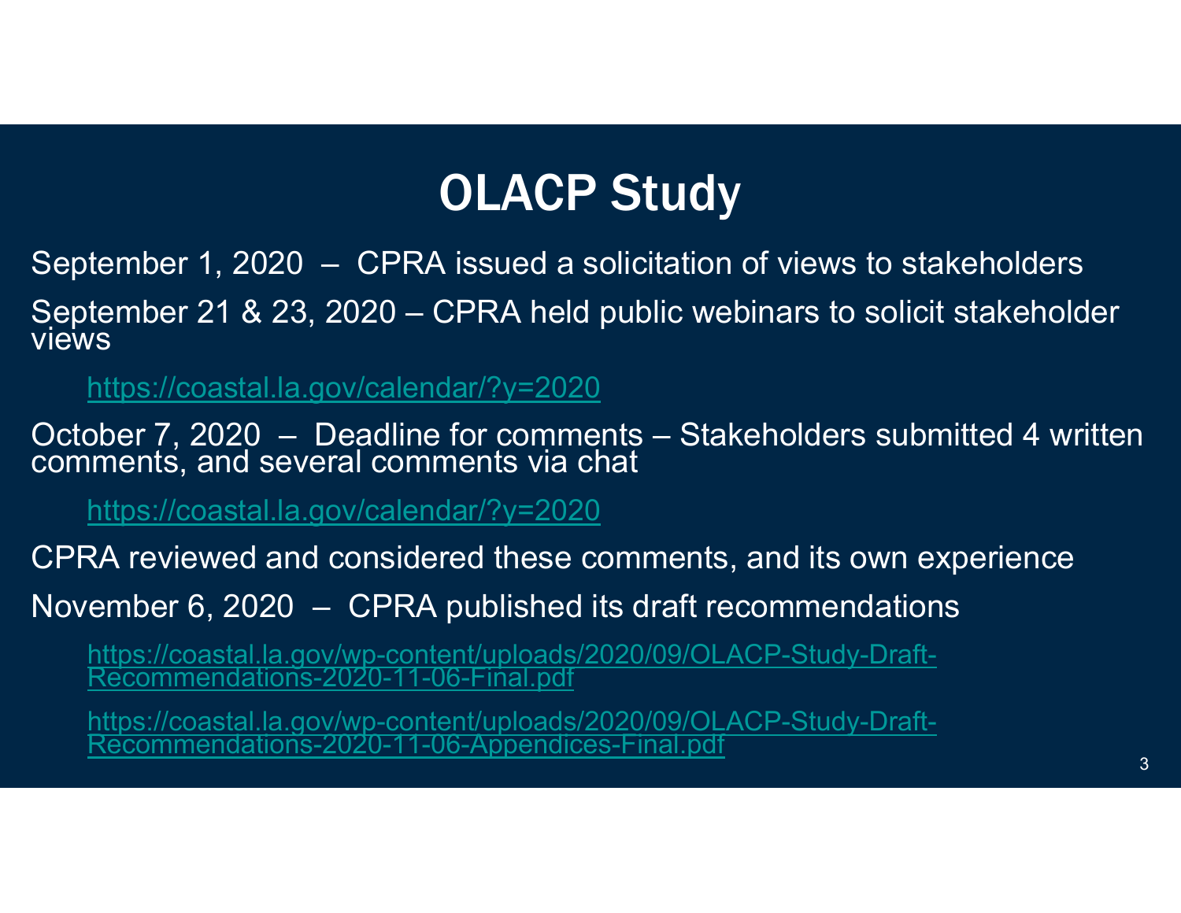# OLACP Study

September 1, 2020 – CPRA issued a solicitation of views to stakeholders

September 21 & 23, 2020 – CPRA held public webinars to solicit stakeholder views

> https://coastal.la.gov/calendar/?y=2020

October 7, 2020 – Deadline for comments – Stakeholders submitted 4 written comments, and several comments via chat

> https://coastal.la.gov/calendar/?y=2020

CPRA reviewed and considered these comments, and its own experience

November 6, 2020 – CPRA published its draft recommendations

> https://coastal.la.gov/wp-content/uploads/2020/09/OLACP-Study-Draft-Recommendations-2020-11-06-Final.pdf
>
> https://coastal.la.gov/wp-content/uploads/2020/09/OLACP-Study-Draft-Recommendations-2020-11-06-Appendices-Final.pdf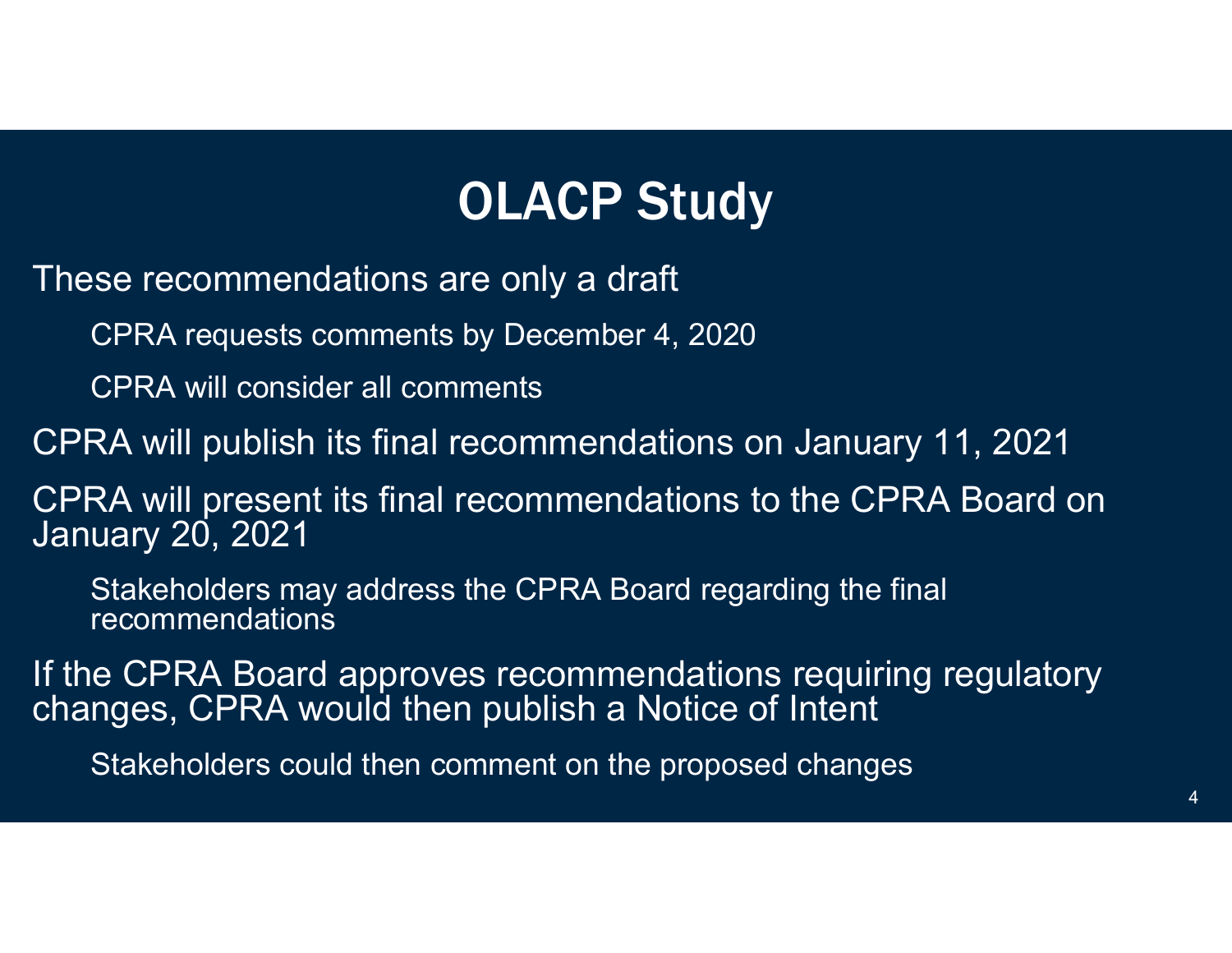# OLACP Study

- These recommendations are only a draft
  - CPRA requests comments by December 4, 2020
  - CPRA will consider all comments
- CPRA will publish its final recommendations on January 11, 2021
- CPRA will present its final recommendations to the CPRA Board on January 20, 2021
  - Stakeholders may address the CPRA Board regarding the final recommendations
- If the CPRA Board approves recommendations requiring regulatory changes, CPRA would then publish a Notice of Intent
  - Stakeholders could then comment on the proposed changes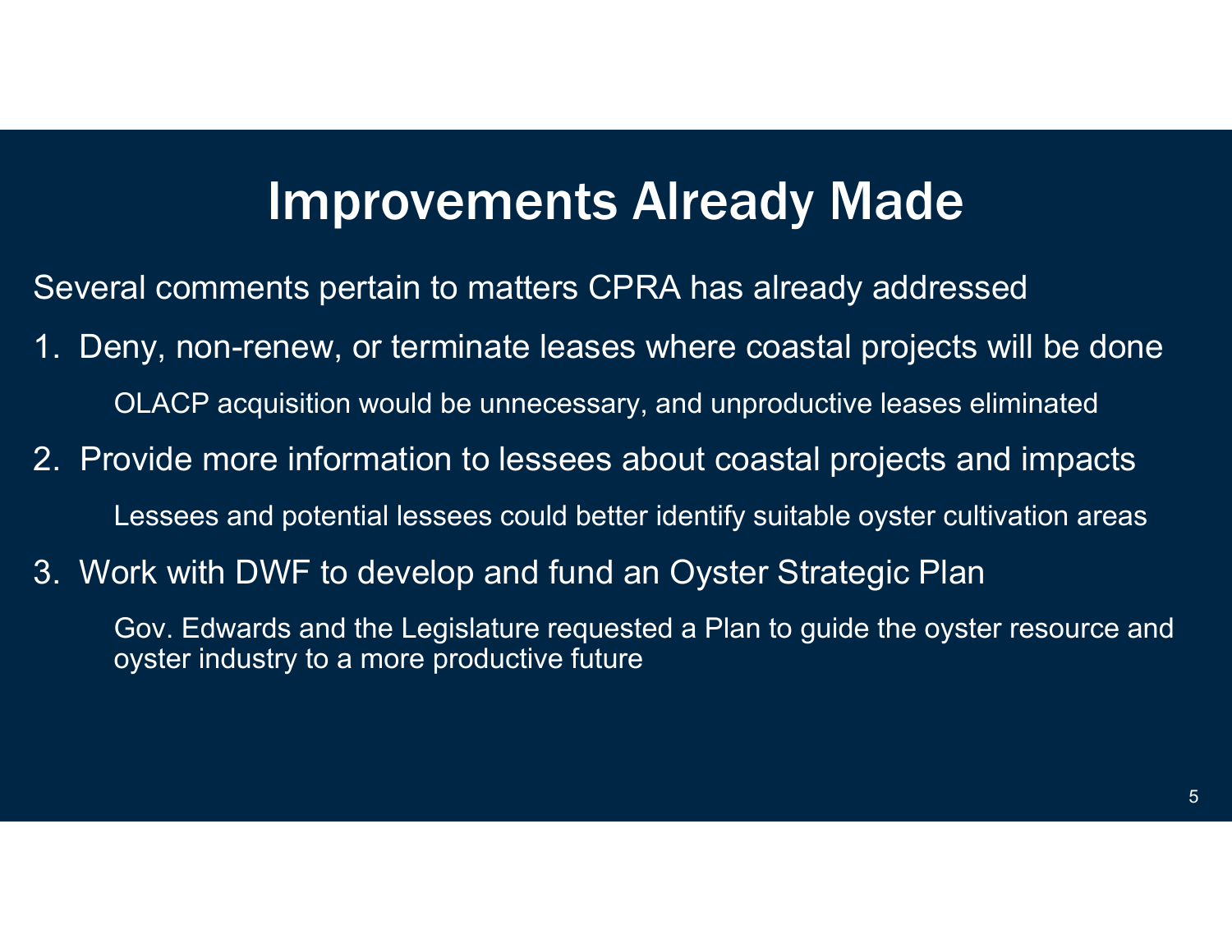# Improvements Already Made

Several comments pertain to matters CPRA has already addressed

1. Deny, non-renew, or terminate leases where coastal projects will be done

   OLACP acquisition would be unnecessary, and unproductive leases eliminated

2. Provide more information to lessees about coastal projects and impacts

   Lessees and potential lessees could better identify suitable oyster cultivation areas

3. Work with DWF to develop and fund an Oyster Strategic Plan

   Gov. Edwards and the Legislature requested a Plan to guide the oyster resource and oyster industry to a more productive future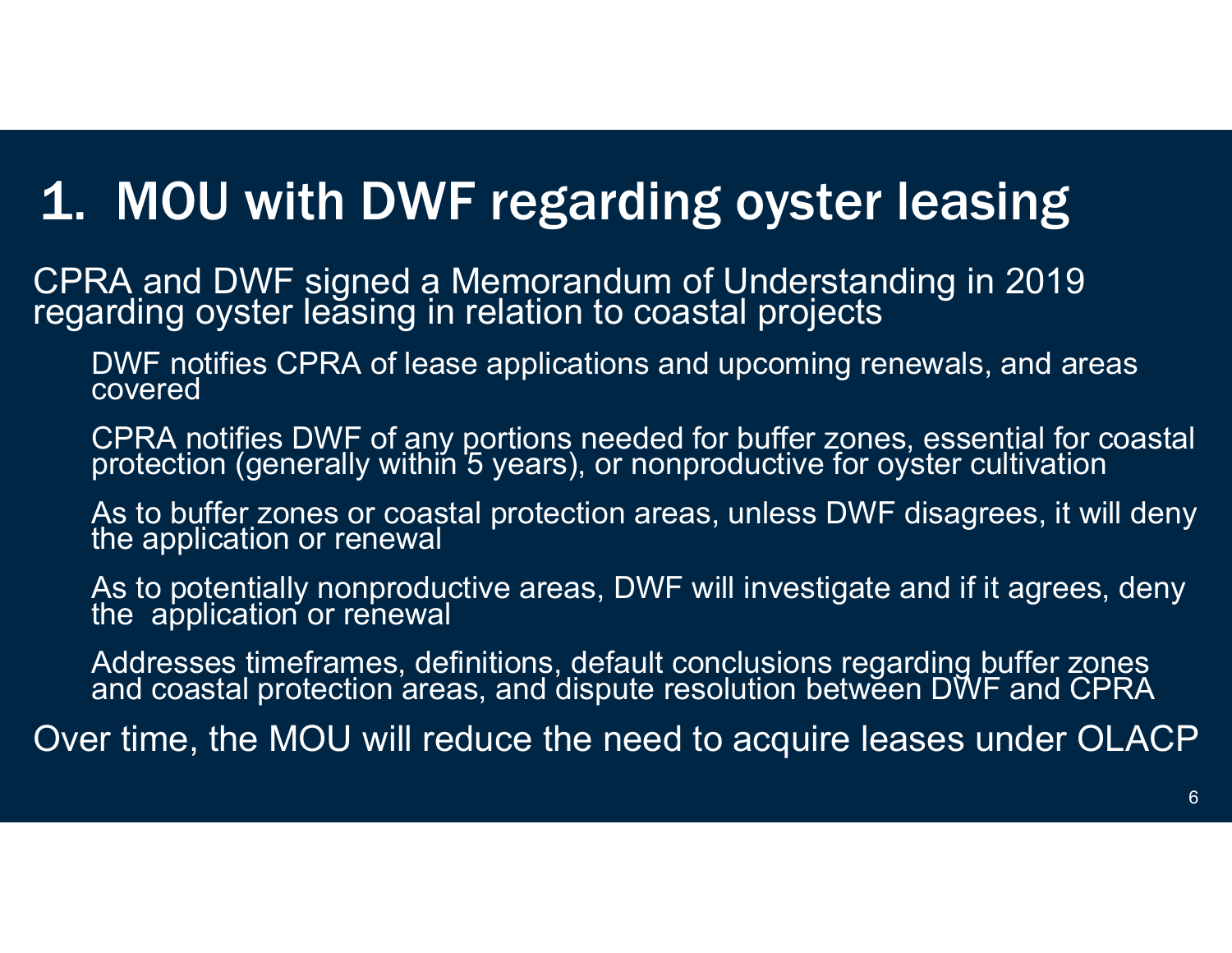# 1. MOU with DWF regarding oyster leasing

CPRA and DWF signed a Memorandum of Understanding in 2019 regarding oyster leasing in relation to coastal projects

- DWF notifies CPRA of lease applications and upcoming renewals, and areas covered
- CPRA notifies DWF of any portions needed for buffer zones, essential for coastal protection (generally within 5 years), or nonproductive for oyster cultivation
- As to buffer zones or coastal protection areas, unless DWF disagrees, it will deny the application or renewal
- As to potentially nonproductive areas, DWF will investigate and if it agrees, deny the application or renewal
- Addresses timeframes, definitions, default conclusions regarding buffer zones and coastal protection areas, and dispute resolution between DWF and CPRA

Over time, the MOU will reduce the need to acquire leases under OLACP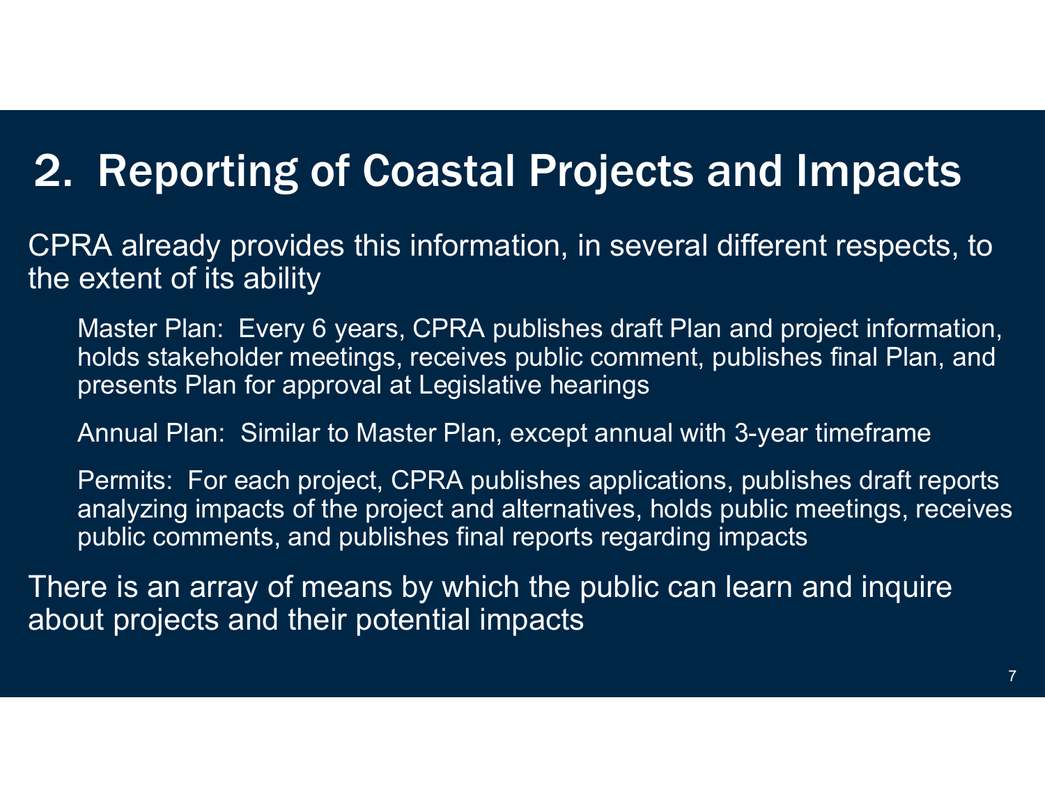# 2. Reporting of Coastal Projects and Impacts

CPRA already provides this information, in several different respects, to the extent of its ability

Master Plan: Every 6 years, CPRA publishes draft Plan and project information, holds stakeholder meetings, receives public comment, publishes final Plan, and presents Plan for approval at Legislative hearings

Annual Plan: Similar to Master Plan, except annual with 3-year timeframe

Permits: For each project, CPRA publishes applications, publishes draft reports analyzing impacts of the project and alternatives, holds public meetings, receives public comments, and publishes final reports regarding impacts

There is an array of means by which the public can learn and inquire about projects and their potential impacts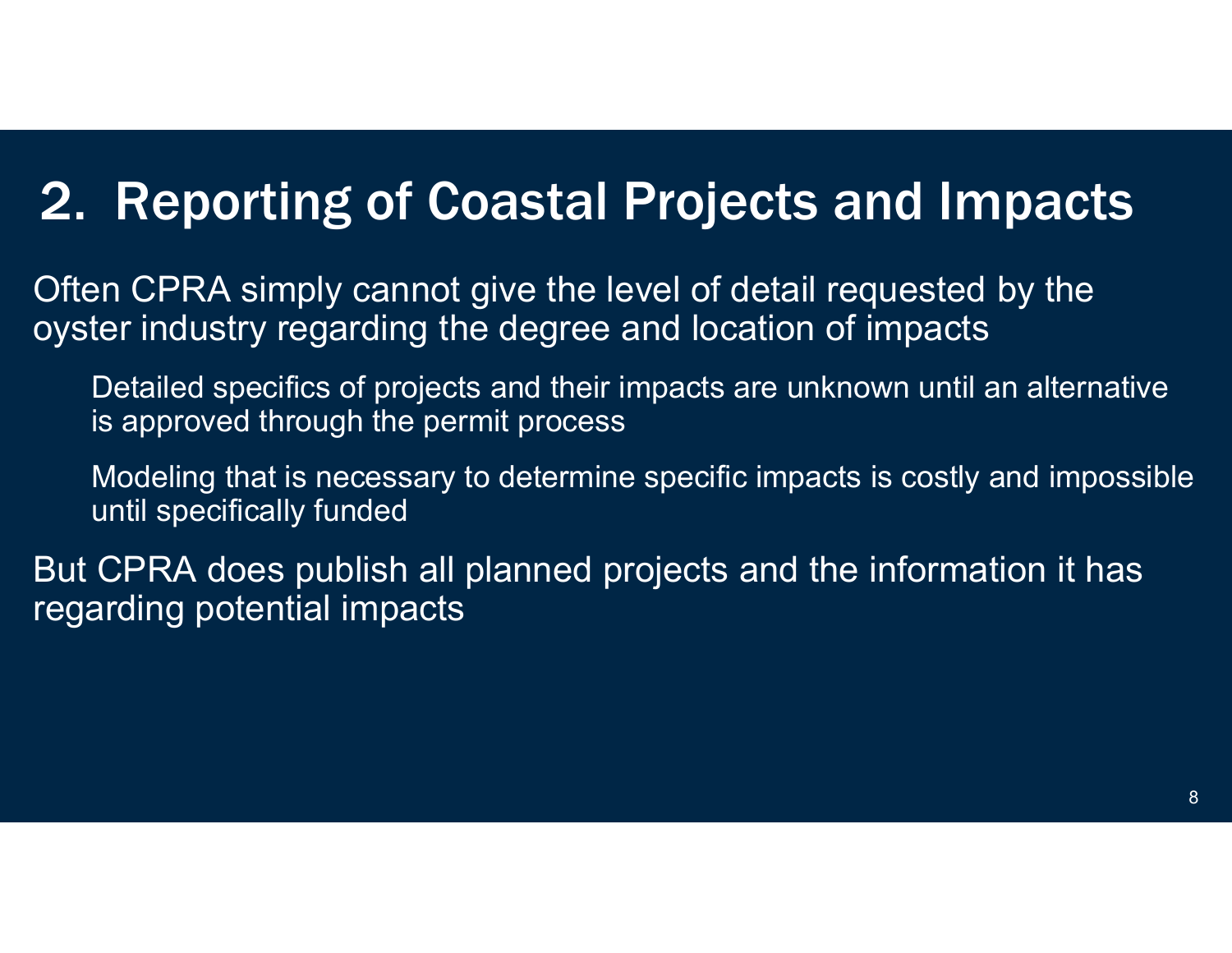# 2. Reporting of Coastal Projects and Impacts

Often CPRA simply cannot give the level of detail requested by the oyster industry regarding the degree and location of impacts

- Detailed specifics of projects and their impacts are unknown until an alternative is approved through the permit process
- Modeling that is necessary to determine specific impacts is costly and impossible until specifically funded

But CPRA does publish all planned projects and the information it has regarding potential impacts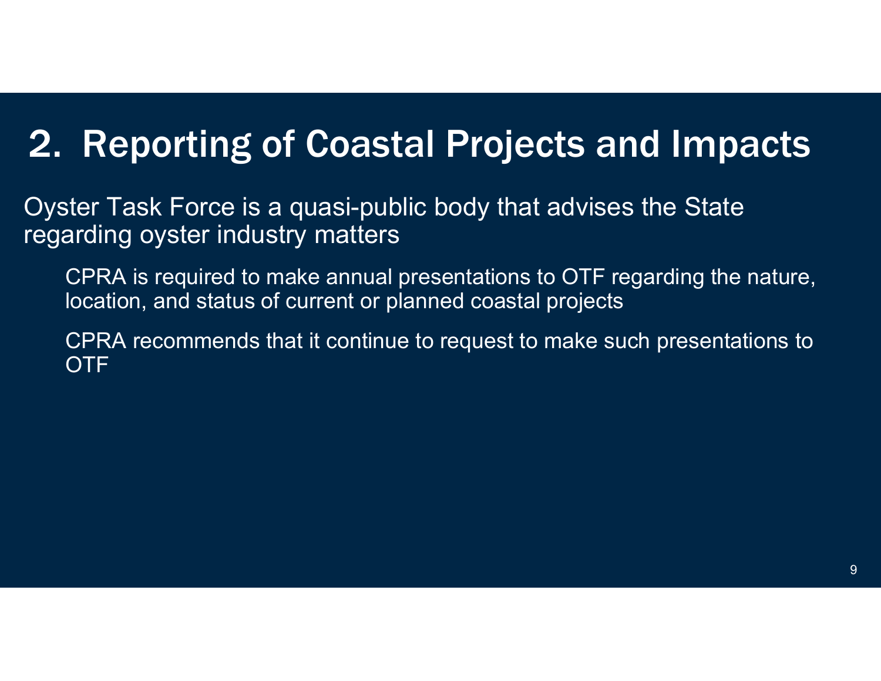# 2. Reporting of Coastal Projects and Impacts

Oyster Task Force is a quasi-public body that advises the State regarding oyster industry matters

- CPRA is required to make annual presentations to OTF regarding the nature, location, and status of current or planned coastal projects
- CPRA recommends that it continue to request to make such presentations to OTF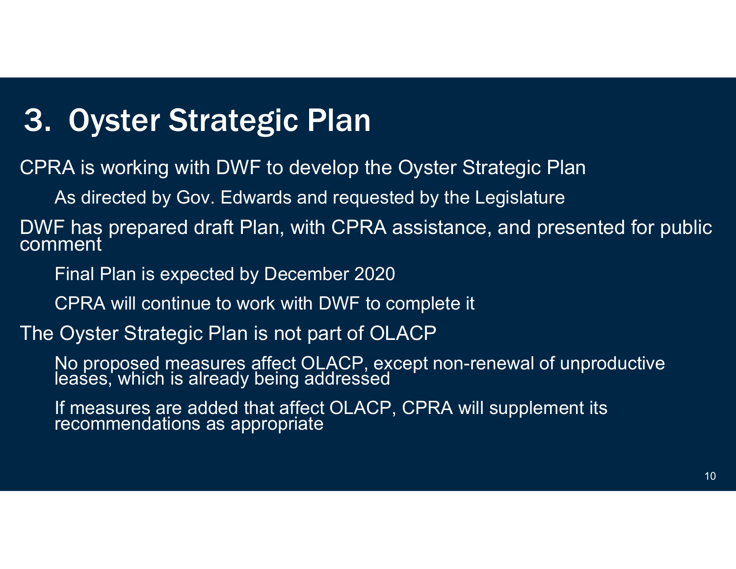# 3. Oyster Strategic Plan

CPRA is working with DWF to develop the Oyster Strategic Plan

- As directed by Gov. Edwards and requested by the Legislature

DWF has prepared draft Plan, with CPRA assistance, and presented for public comment

- Final Plan is expected by December 2020
- CPRA will continue to work with DWF to complete it

The Oyster Strategic Plan is not part of OLACP

- No proposed measures affect OLACP, except non-renewal of unproductive leases, which is already being addressed
- If measures are added that affect OLACP, CPRA will supplement its recommendations as appropriate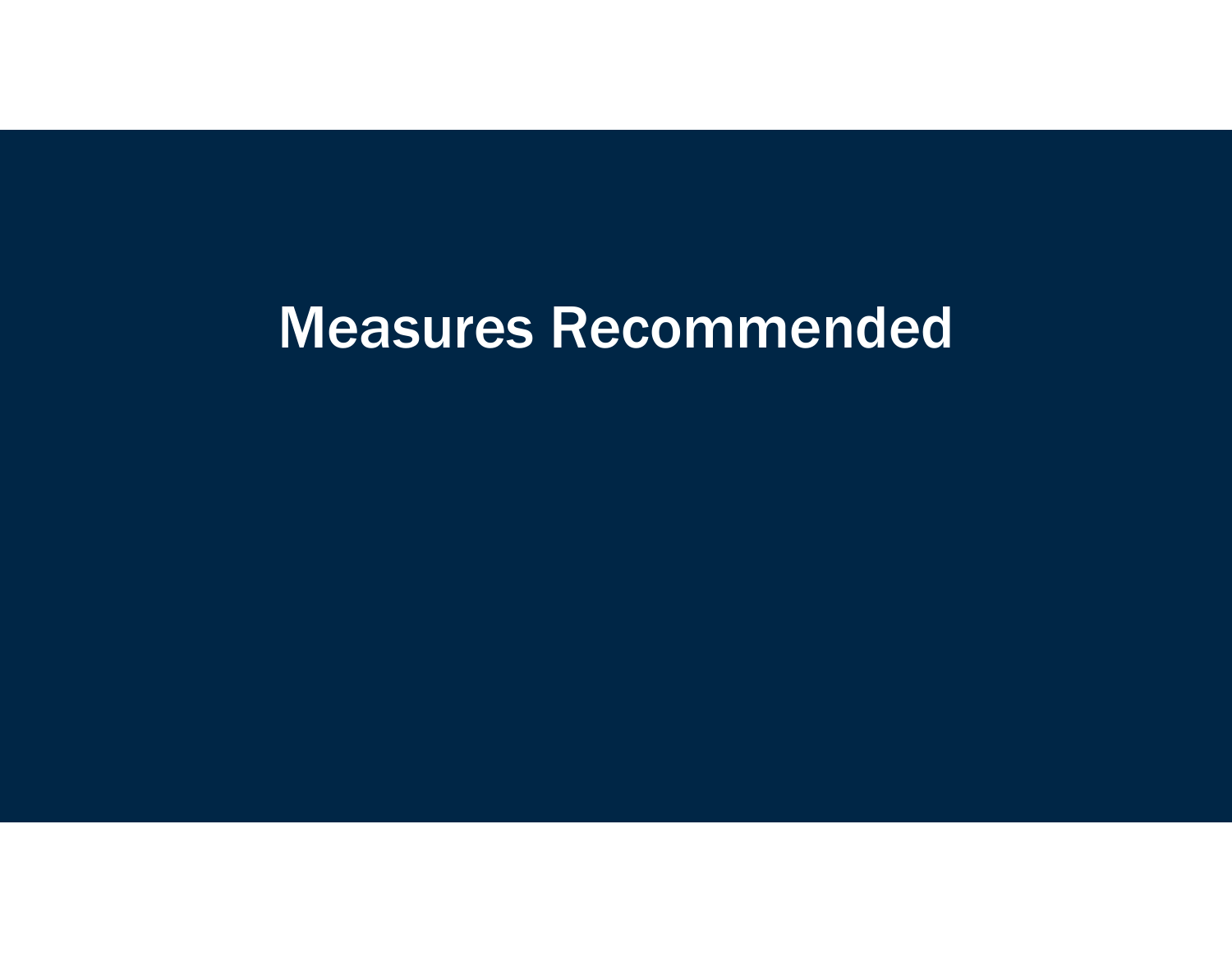# Measures Recommended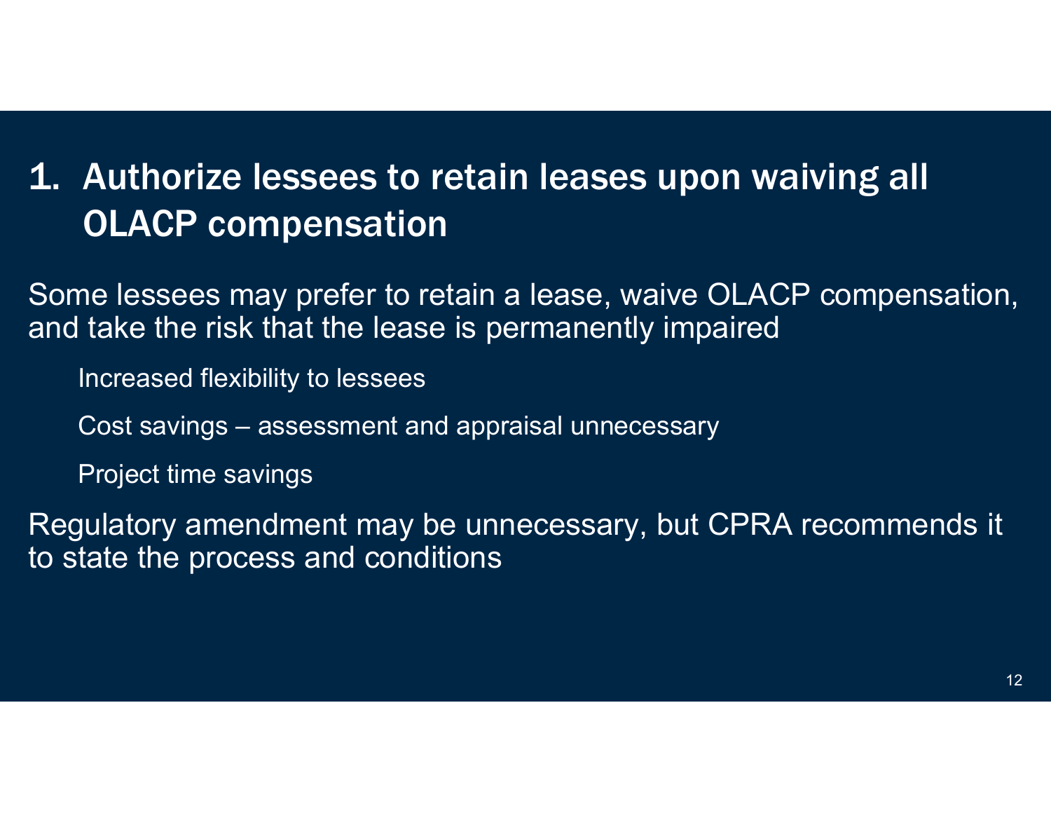# 1. Authorize lessees to retain leases upon waiving all OLACP compensation

Some lessees may prefer to retain a lease, waive OLACP compensation, and take the risk that the lease is permanently impaired

- Increased flexibility to lessees
- Cost savings – assessment and appraisal unnecessary
- Project time savings

Regulatory amendment may be unnecessary, but CPRA recommends it to state the process and conditions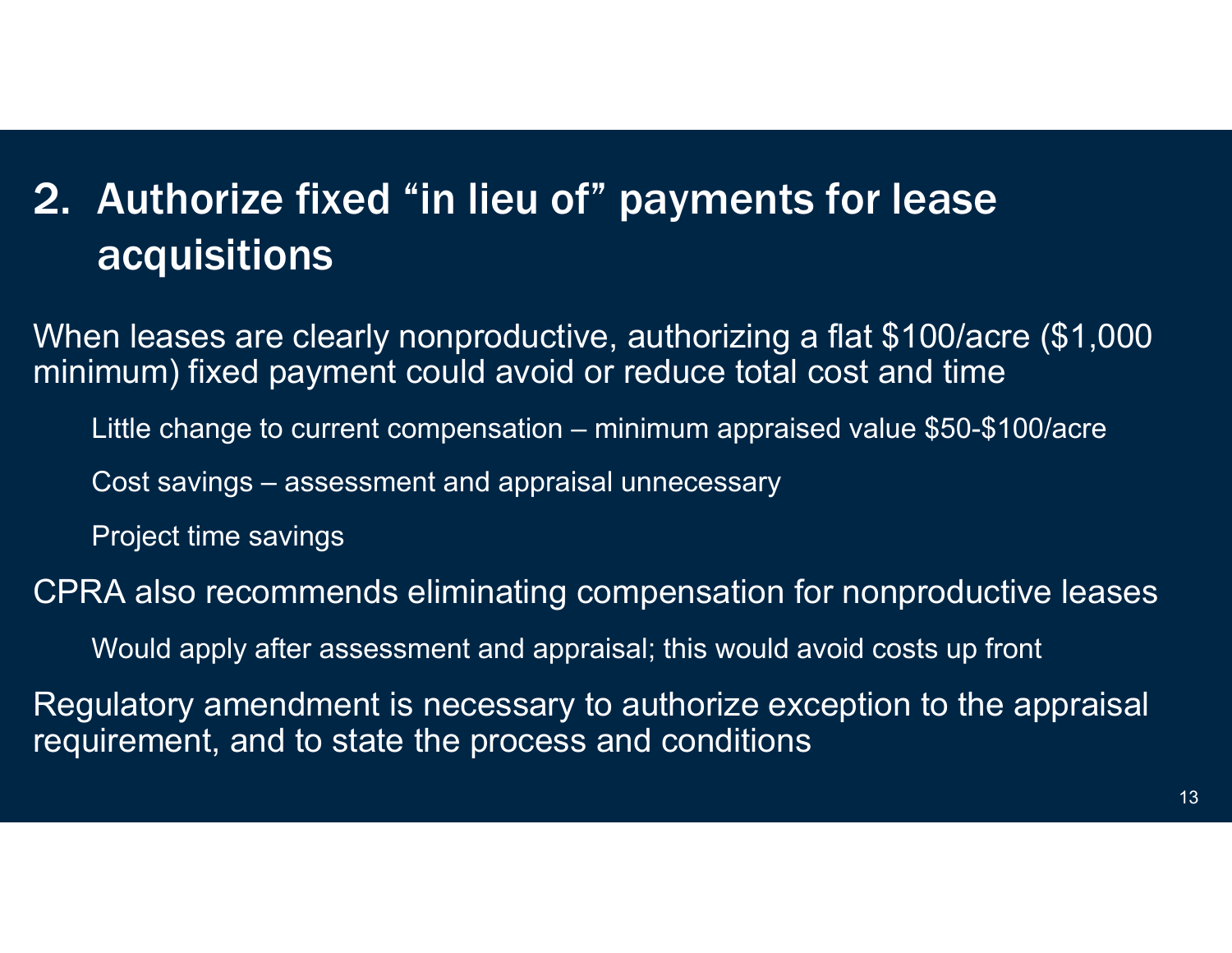## 2. Authorize fixed "in lieu of" payments for lease acquisitions

When leases are clearly nonproductive, authorizing a flat $100/acre ($1,000 minimum) fixed payment could avoid or reduce total cost and time

- Little change to current compensation – minimum appraised value $50-$100/acre
- Cost savings – assessment and appraisal unnecessary
- Project time savings

CPRA also recommends eliminating compensation for nonproductive leases

- Would apply after assessment and appraisal; this would avoid costs up front

Regulatory amendment is necessary to authorize exception to the appraisal requirement, and to state the process and conditions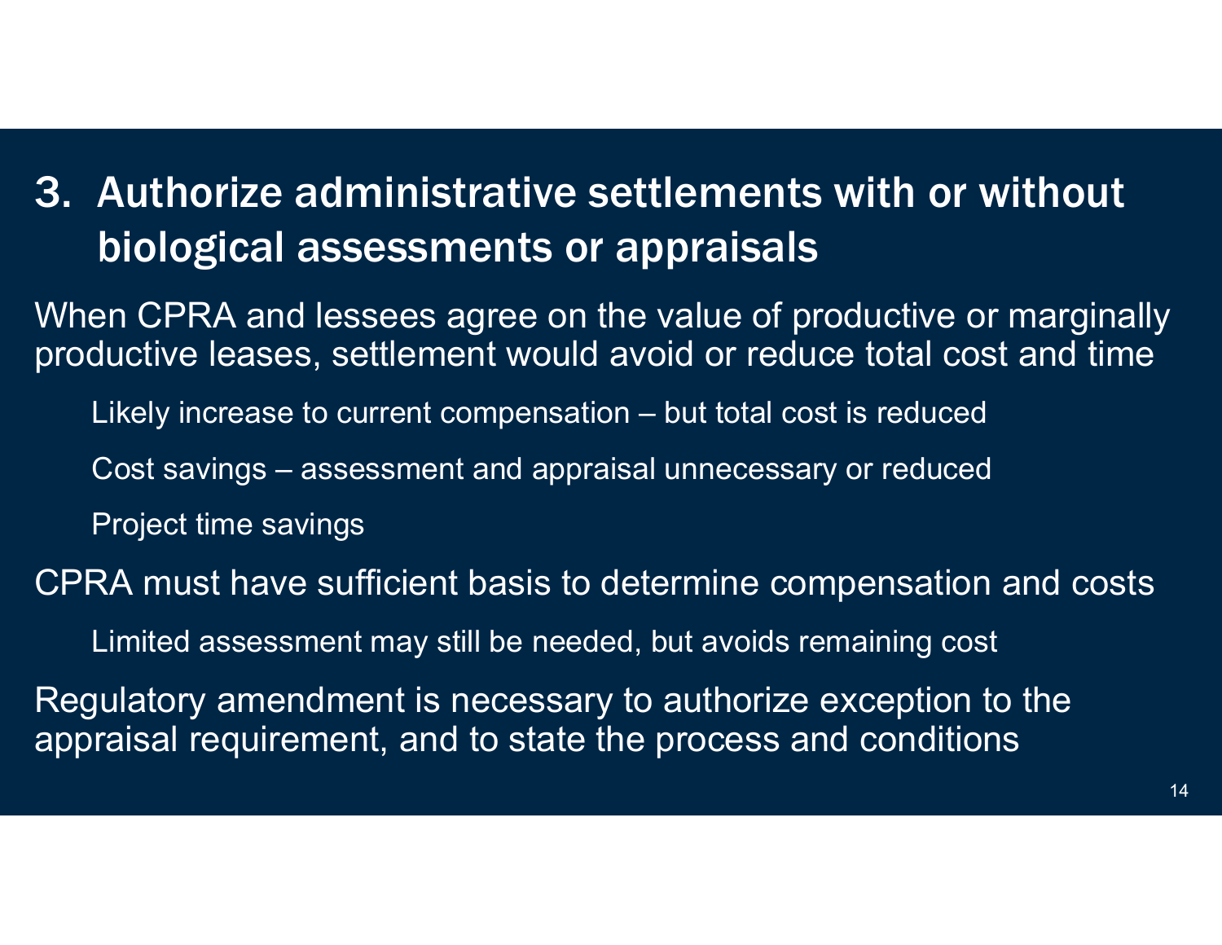# 3. Authorize administrative settlements with or without biological assessments or appraisals

When CPRA and lessees agree on the value of productive or marginally productive leases, settlement would avoid or reduce total cost and time

- Likely increase to current compensation – but total cost is reduced
- Cost savings – assessment and appraisal unnecessary or reduced
- Project time savings

CPRA must have sufficient basis to determine compensation and costs

- Limited assessment may still be needed, but avoids remaining cost

Regulatory amendment is necessary to authorize exception to the appraisal requirement, and to state the process and conditions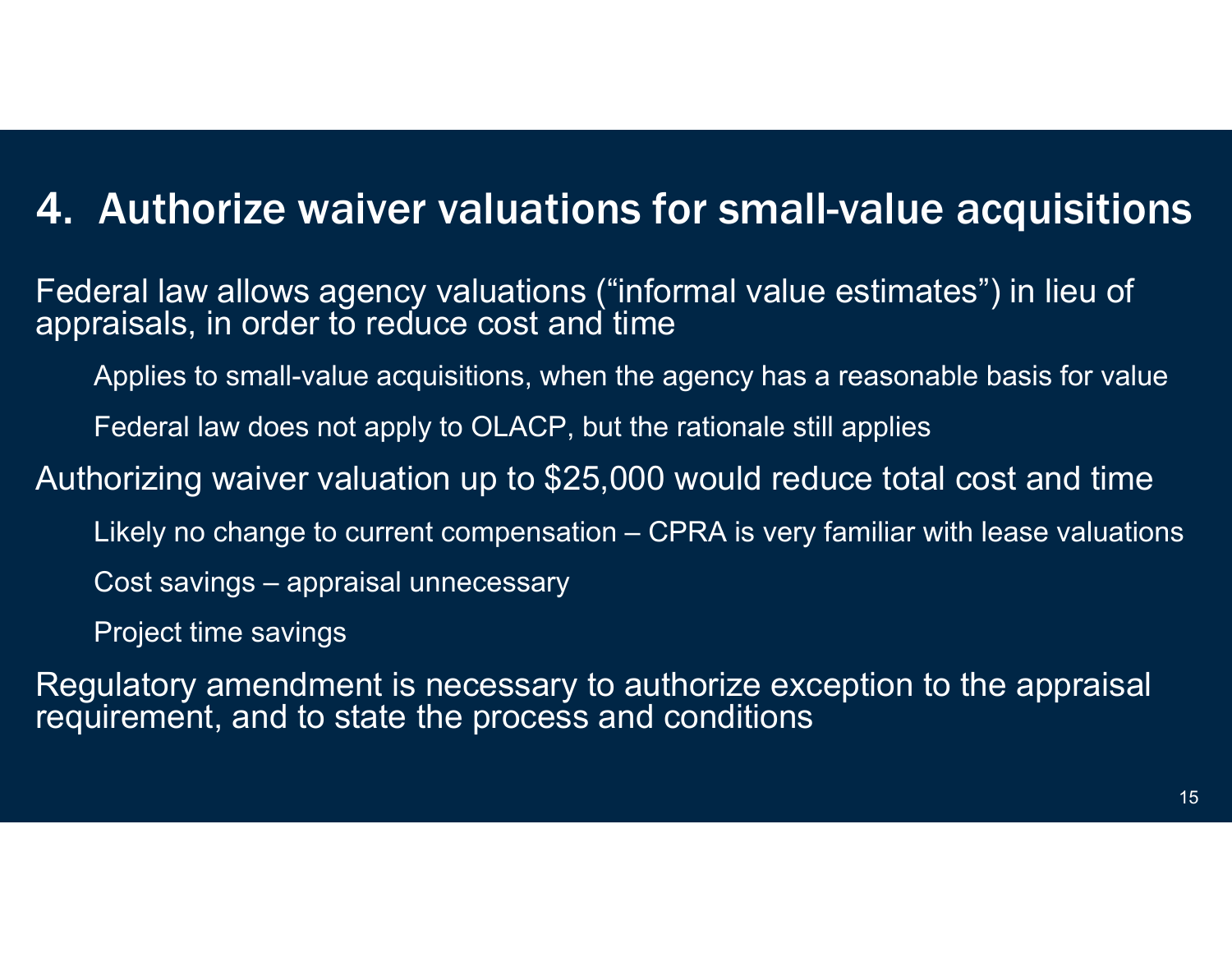# 4. Authorize waiver valuations for small-value acquisitions

Federal law allows agency valuations ("informal value estimates") in lieu of appraisals, in order to reduce cost and time

- Applies to small-value acquisitions, when the agency has a reasonable basis for value
- Federal law does not apply to OLACP, but the rationale still applies

Authorizing waiver valuation up to $25,000 would reduce total cost and time

- Likely no change to current compensation – CPRA is very familiar with lease valuations
- Cost savings – appraisal unnecessary
- Project time savings

Regulatory amendment is necessary to authorize exception to the appraisal requirement, and to state the process and conditions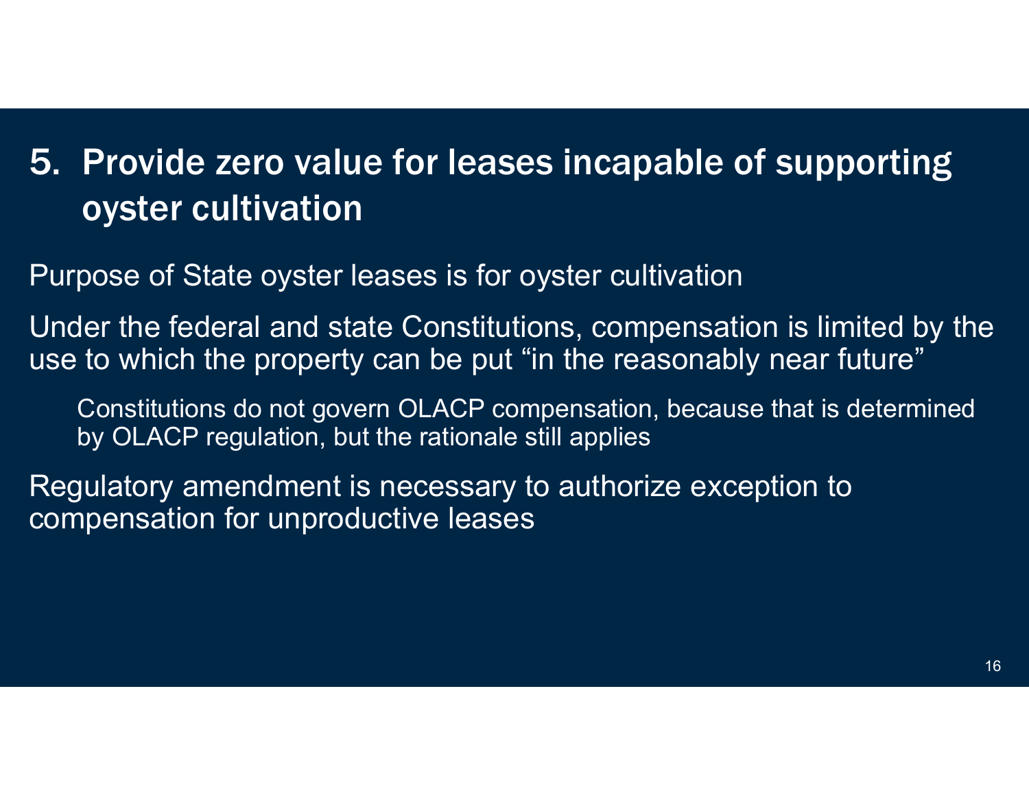# 5. Provide zero value for leases incapable of supporting oyster cultivation

Purpose of State oyster leases is for oyster cultivation

Under the federal and state Constitutions, compensation is limited by the use to which the property can be put "in the reasonably near future"

- Constitutions do not govern OLACP compensation, because that is determined by OLACP regulation, but the rationale still applies

Regulatory amendment is necessary to authorize exception to compensation for unproductive leases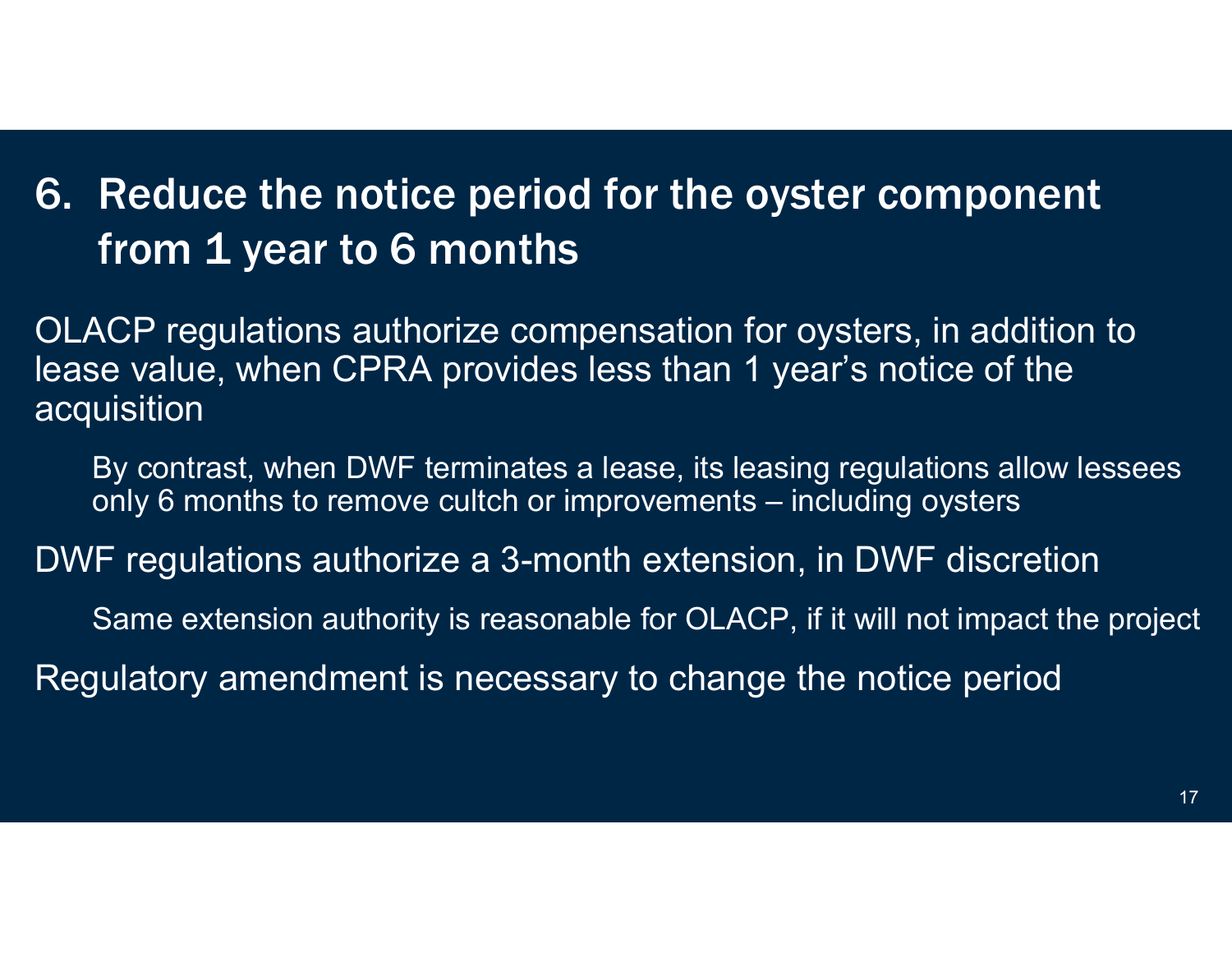## 6. Reduce the notice period for the oyster component from 1 year to 6 months

OLACP regulations authorize compensation for oysters, in addition to lease value, when CPRA provides less than 1 year's notice of the acquisition

- By contrast, when DWF terminates a lease, its leasing regulations allow lessees only 6 months to remove cultch or improvements – including oysters

DWF regulations authorize a 3-month extension, in DWF discretion

- Same extension authority is reasonable for OLACP, if it will not impact the project

Regulatory amendment is necessary to change the notice period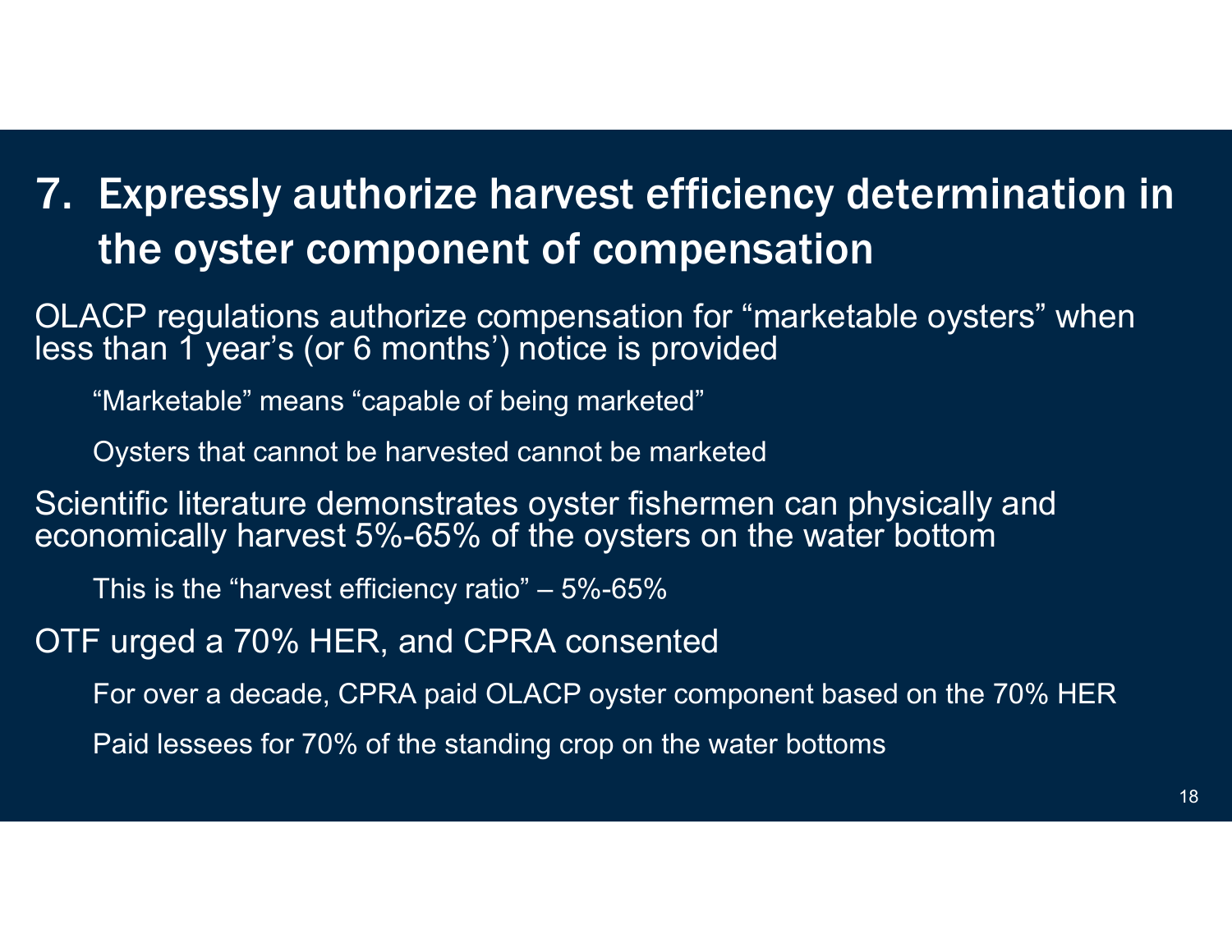# 7. Expressly authorize harvest efficiency determination in the oyster component of compensation

OLACP regulations authorize compensation for “marketable oysters” when less than 1 year’s (or 6 months’) notice is provided

- “Marketable” means “capable of being marketed”
- Oysters that cannot be harvested cannot be marketed

Scientific literature demonstrates oyster fishermen can physically and economically harvest 5%-65% of the oysters on the water bottom

- This is the “harvest efficiency ratio” – 5%-65%

OTF urged a 70% HER, and CPRA consented

- For over a decade, CPRA paid OLACP oyster component based on the 70% HER
- Paid lessees for 70% of the standing crop on the water bottoms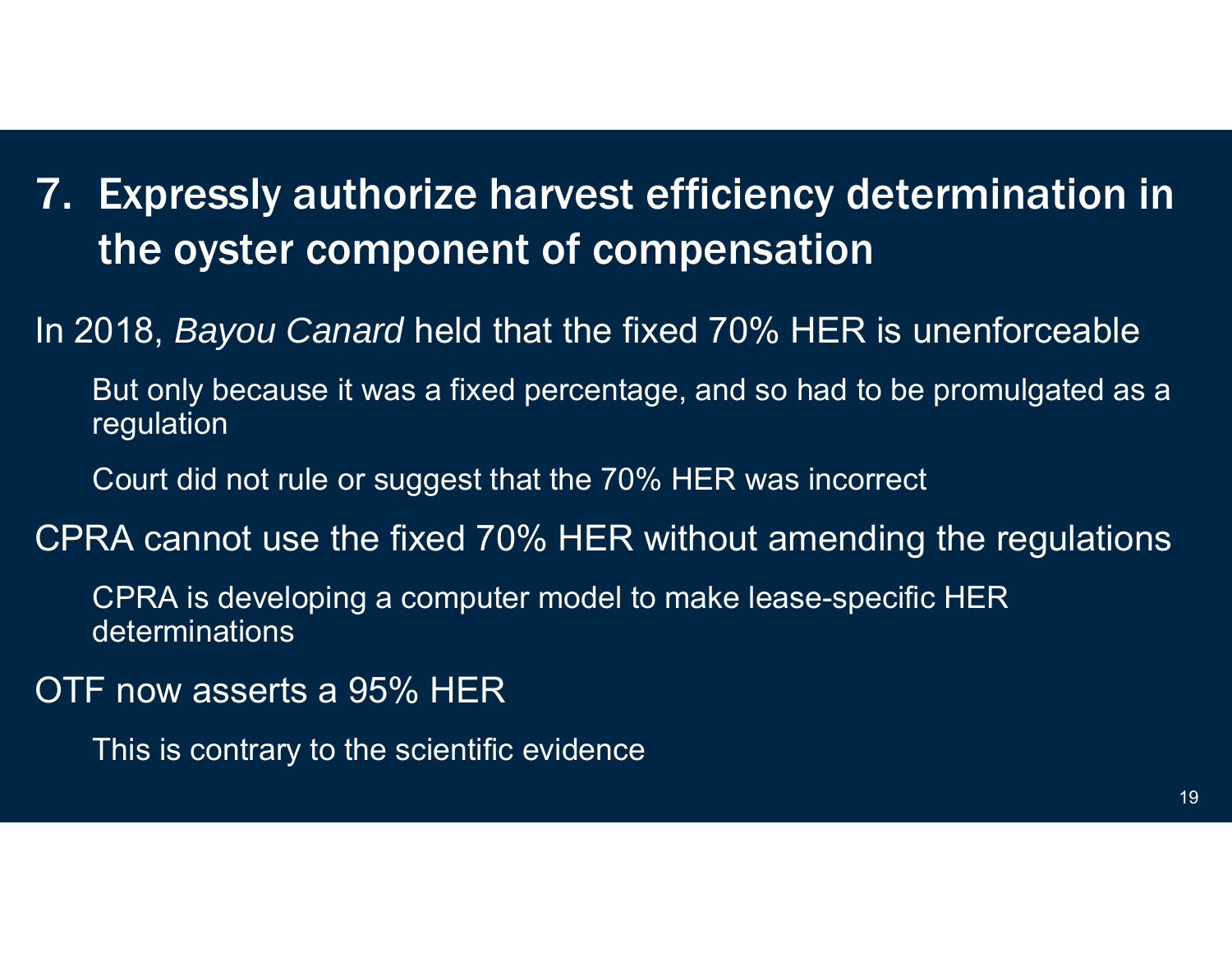## 7. Expressly authorize harvest efficiency determination in the oyster component of compensation

In 2018, *Bayou Canard* held that the fixed 70% HER is unenforceable

- But only because it was a fixed percentage, and so had to be promulgated as a regulation
- Court did not rule or suggest that the 70% HER was incorrect

CPRA cannot use the fixed 70% HER without amending the regulations

- CPRA is developing a computer model to make lease-specific HER determinations

OTF now asserts a 95% HER

- This is contrary to the scientific evidence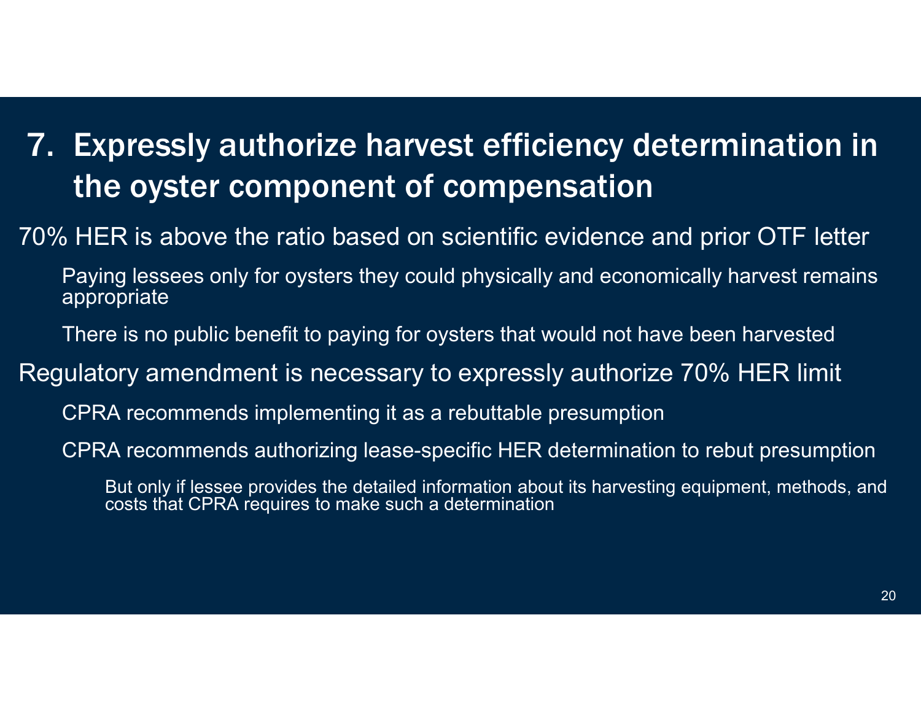# 7. Expressly authorize harvest efficiency determination in the oyster component of compensation

- 70% HER is above the ratio based on scientific evidence and prior OTF letter
  - Paying lessees only for oysters they could physically and economically harvest remains appropriate
  - There is no public benefit to paying for oysters that would not have been harvested
- Regulatory amendment is necessary to expressly authorize 70% HER limit
  - CPRA recommends implementing it as a rebuttable presumption
  - CPRA recommends authorizing lease-specific HER determination to rebut presumption
    - But only if lessee provides the detailed information about its harvesting equipment, methods, and costs that CPRA requires to make such a determination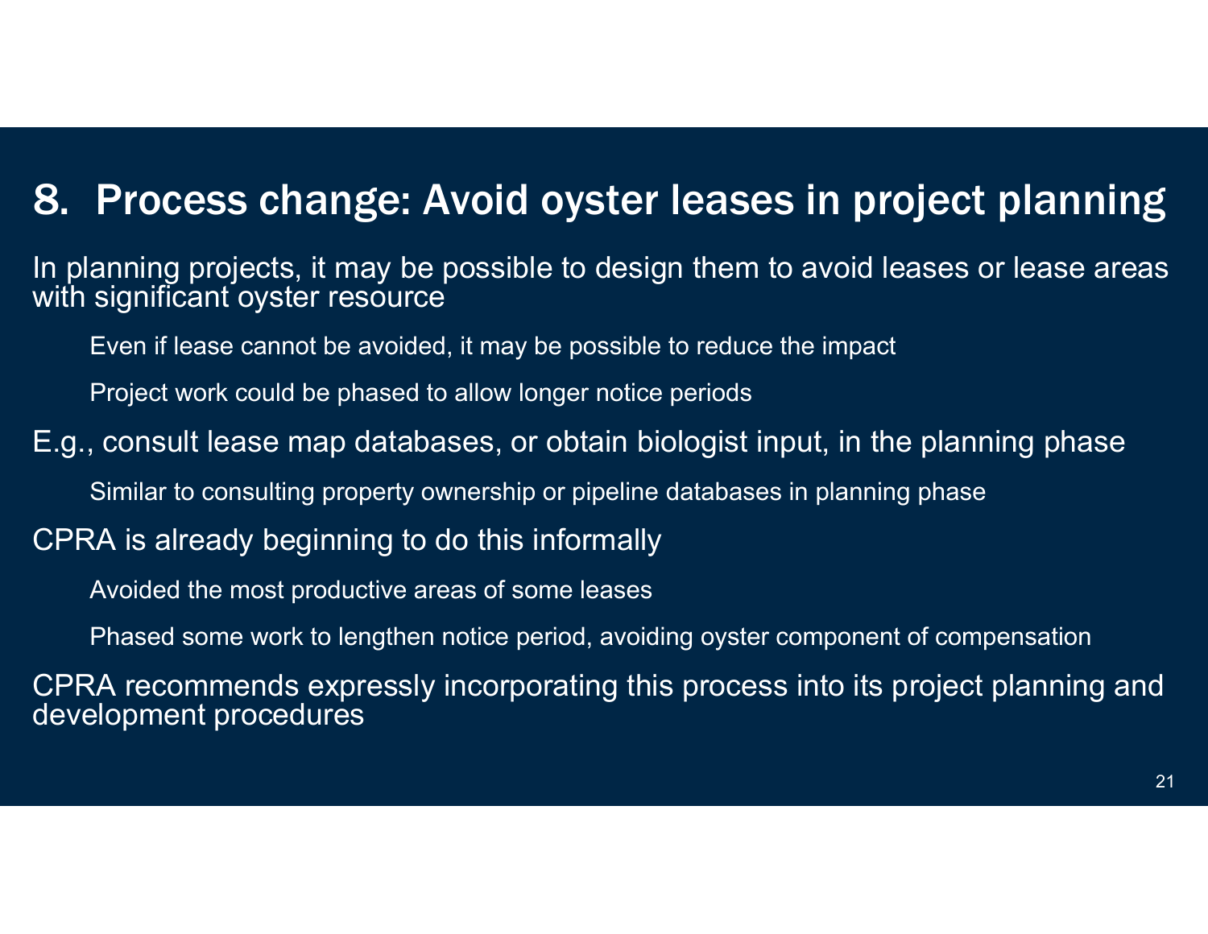# 8. Process change: Avoid oyster leases in project planning

In planning projects, it may be possible to design them to avoid leases or lease areas with significant oyster resource

- Even if lease cannot be avoided, it may be possible to reduce the impact
- Project work could be phased to allow longer notice periods

E.g., consult lease map databases, or obtain biologist input, in the planning phase

- Similar to consulting property ownership or pipeline databases in planning phase

CPRA is already beginning to do this informally

- Avoided the most productive areas of some leases
- Phased some work to lengthen notice period, avoiding oyster component of compensation

CPRA recommends expressly incorporating this process into its project planning and development procedures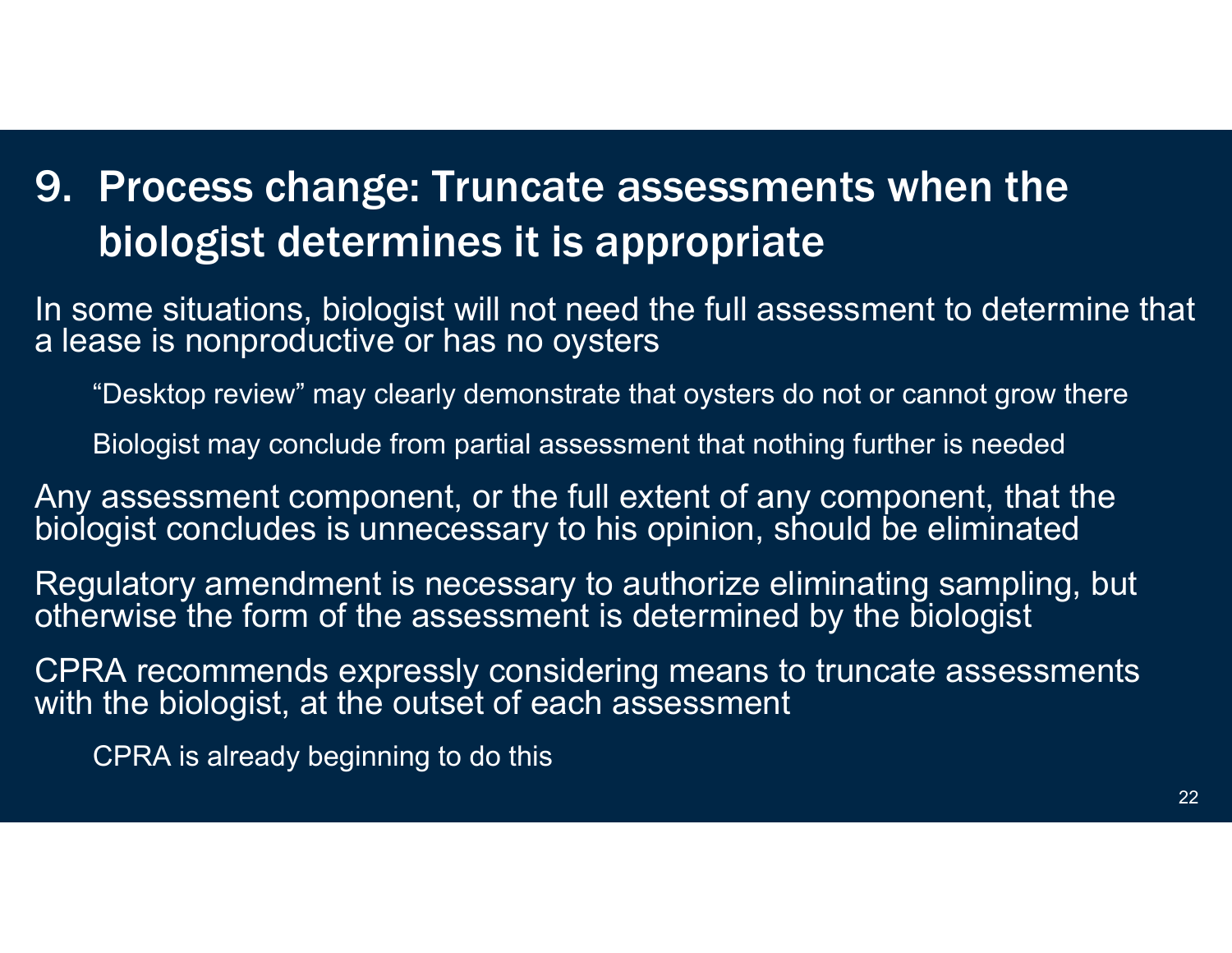# 9. Process change: Truncate assessments when the biologist determines it is appropriate

In some situations, biologist will not need the full assessment to determine that a lease is nonproductive or has no oysters

- “Desktop review” may clearly demonstrate that oysters do not or cannot grow there
- Biologist may conclude from partial assessment that nothing further is needed

Any assessment component, or the full extent of any component, that the biologist concludes is unnecessary to his opinion, should be eliminated

Regulatory amendment is necessary to authorize eliminating sampling, but otherwise the form of the assessment is determined by the biologist

CPRA recommends expressly considering means to truncate assessments with the biologist, at the outset of each assessment

- CPRA is already beginning to do this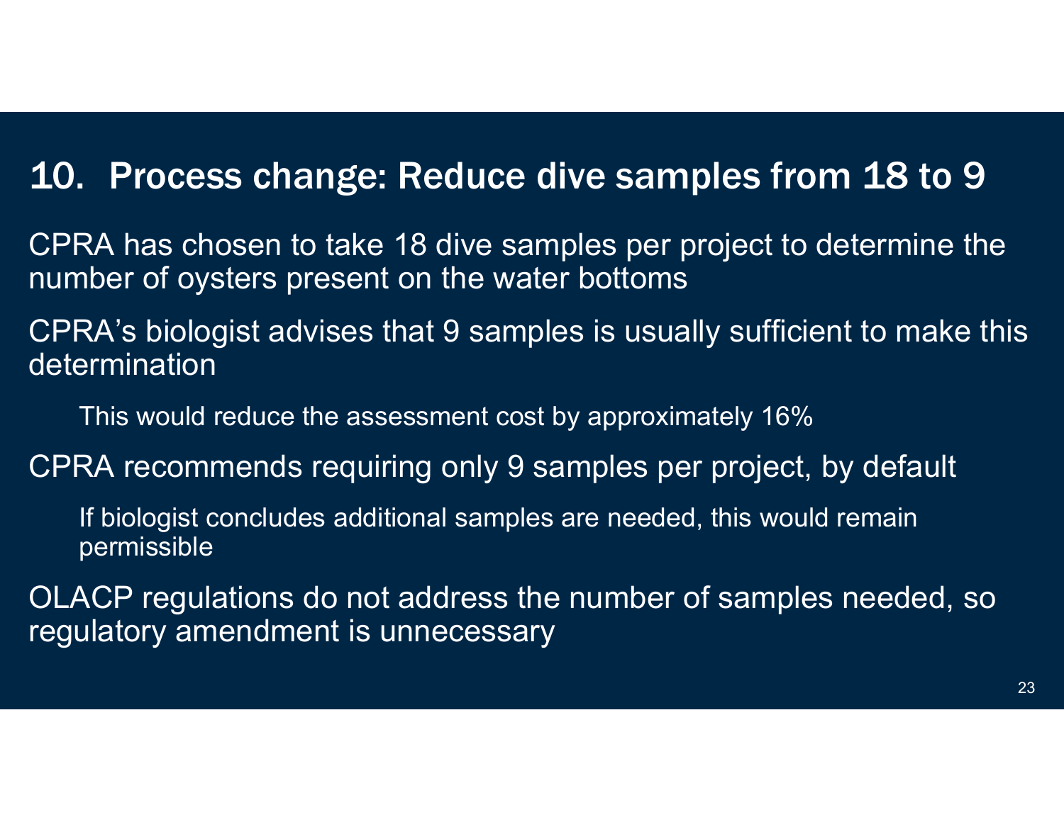# 10. Process change: Reduce dive samples from 18 to 9

CPRA has chosen to take 18 dive samples per project to determine the number of oysters present on the water bottoms

CPRA's biologist advises that 9 samples is usually sufficient to make this determination

- This would reduce the assessment cost by approximately 16%

CPRA recommends requiring only 9 samples per project, by default

- If biologist concludes additional samples are needed, this would remain permissible

OLACP regulations do not address the number of samples needed, so regulatory amendment is unnecessary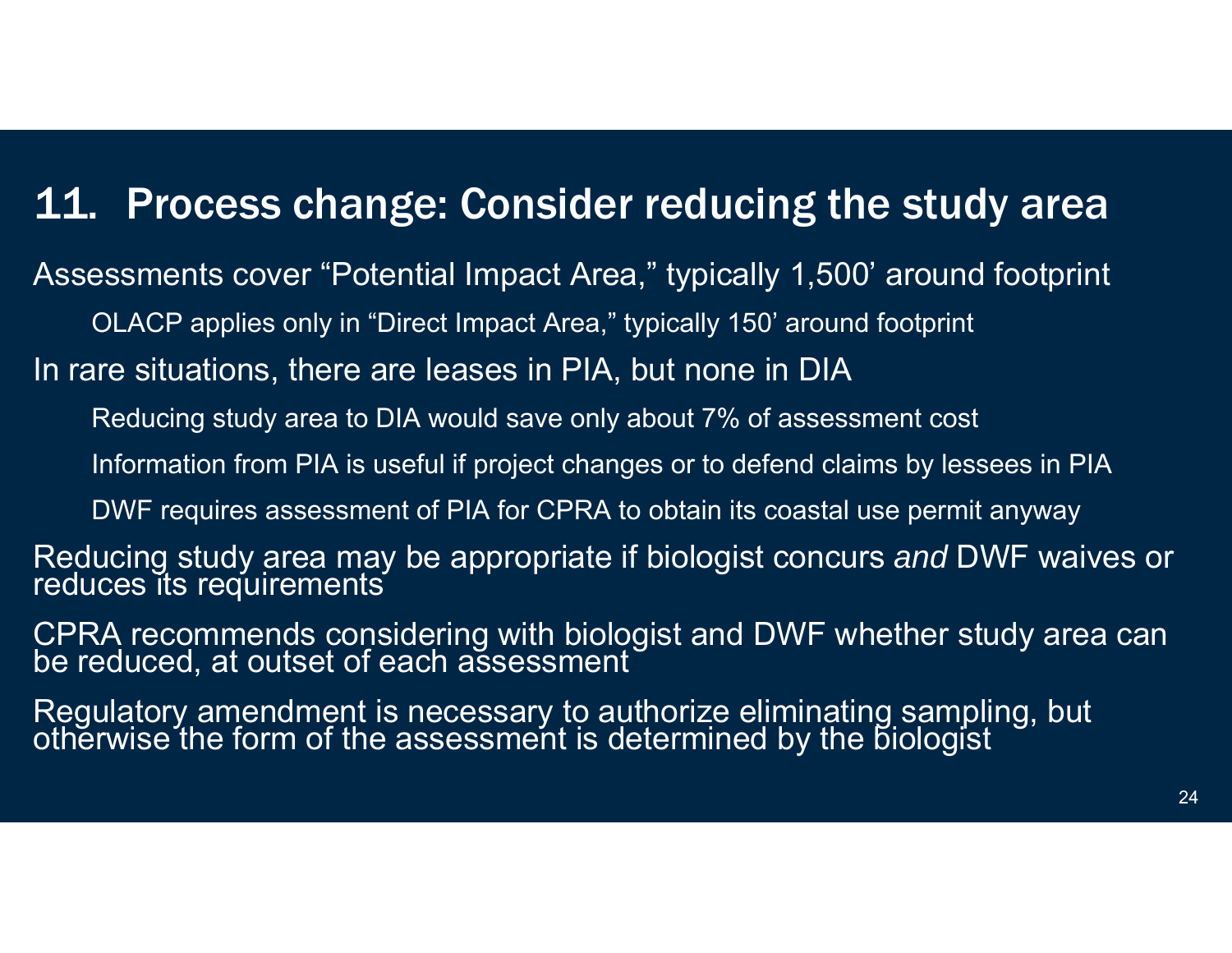## 11. Process change: Consider reducing the study area

Assessments cover “Potential Impact Area,” typically 1,500’ around footprint

- OLACP applies only in “Direct Impact Area,” typically 150’ around footprint

In rare situations, there are leases in PIA, but none in DIA

- Reducing study area to DIA would save only about 7% of assessment cost
- Information from PIA is useful if project changes or to defend claims by lessees in PIA
- DWF requires assessment of PIA for CPRA to obtain its coastal use permit anyway

Reducing study area may be appropriate if biologist concurs *and* DWF waives or reduces its requirements

CPRA recommends considering with biologist and DWF whether study area can be reduced, at outset of each assessment

Regulatory amendment is necessary to authorize eliminating sampling, but otherwise the form of the assessment is determined by the biologist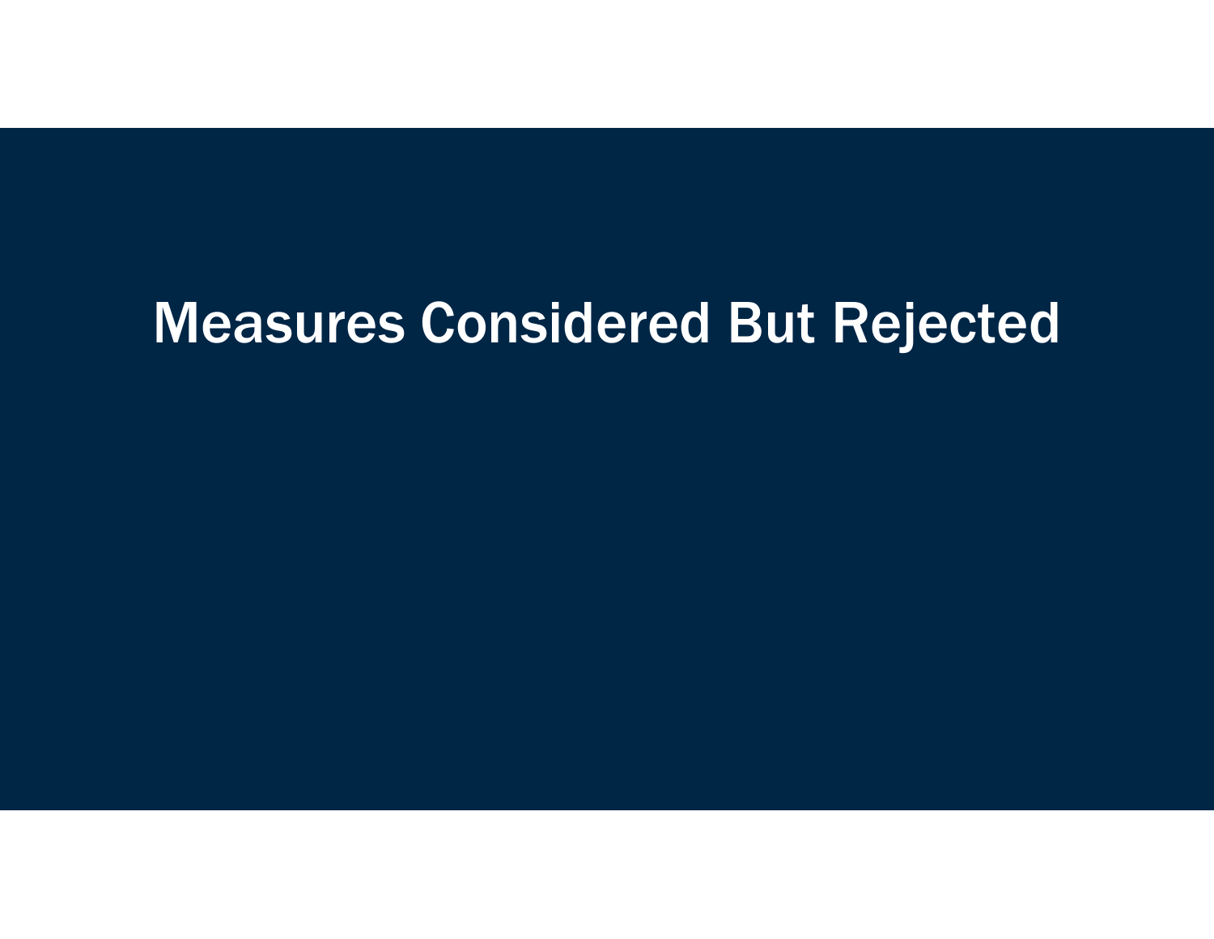# Measures Considered But Rejected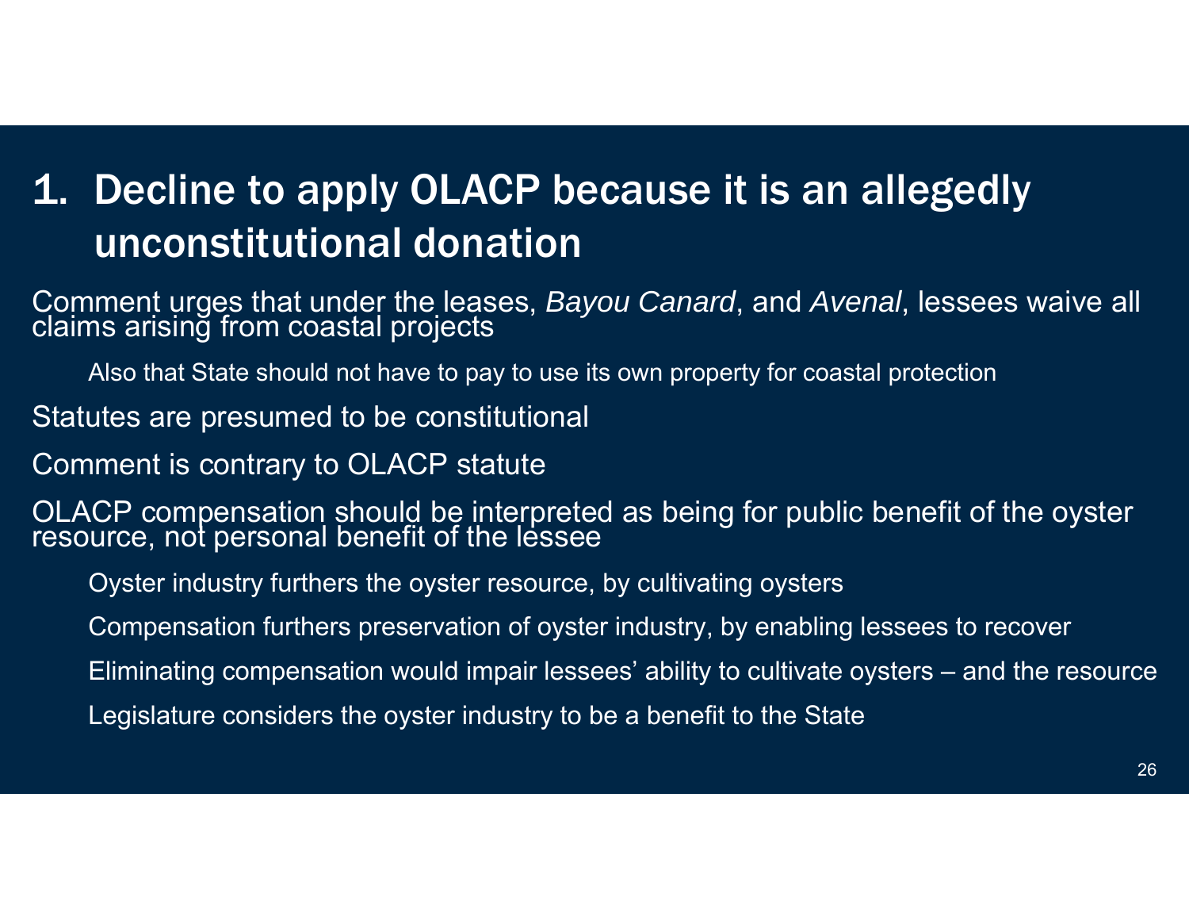# 1. Decline to apply OLACP because it is an allegedly unconstitutional donation

- Comment urges that under the leases, *Bayou Canard*, and *Avenal*, lessees waive all claims arising from coastal projects
  - Also that State should not have to pay to use its own property for coastal protection
- Statutes are presumed to be constitutional
- Comment is contrary to OLACP statute
- OLACP compensation should be interpreted as being for public benefit of the oyster resource, not personal benefit of the lessee
  - Oyster industry furthers the oyster resource, by cultivating oysters
  - Compensation furthers preservation of oyster industry, by enabling lessees to recover
  - Eliminating compensation would impair lessees' ability to cultivate oysters – and the resource
  - Legislature considers the oyster industry to be a benefit to the State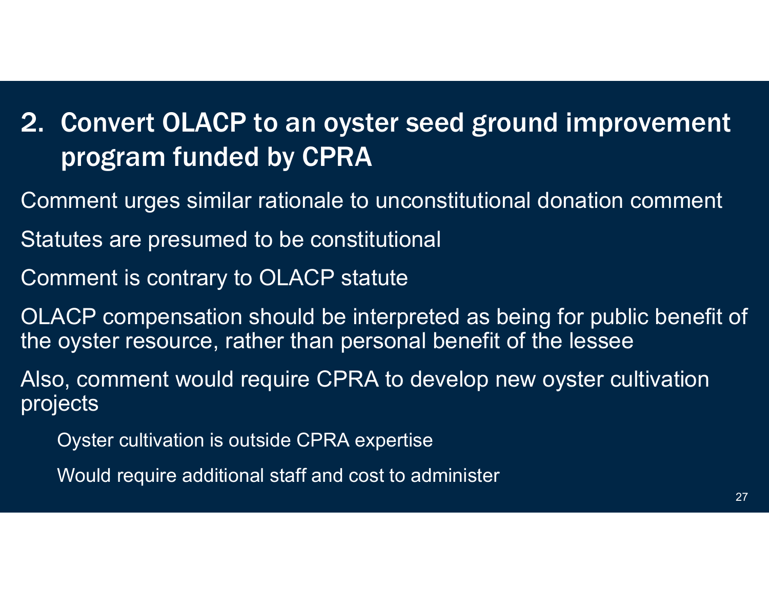## 2. Convert OLACP to an oyster seed ground improvement program funded by CPRA

Comment urges similar rationale to unconstitutional donation comment

Statutes are presumed to be constitutional

Comment is contrary to OLACP statute

OLACP compensation should be interpreted as being for public benefit of the oyster resource, rather than personal benefit of the lessee

Also, comment would require CPRA to develop new oyster cultivation projects

- Oyster cultivation is outside CPRA expertise
- Would require additional staff and cost to administer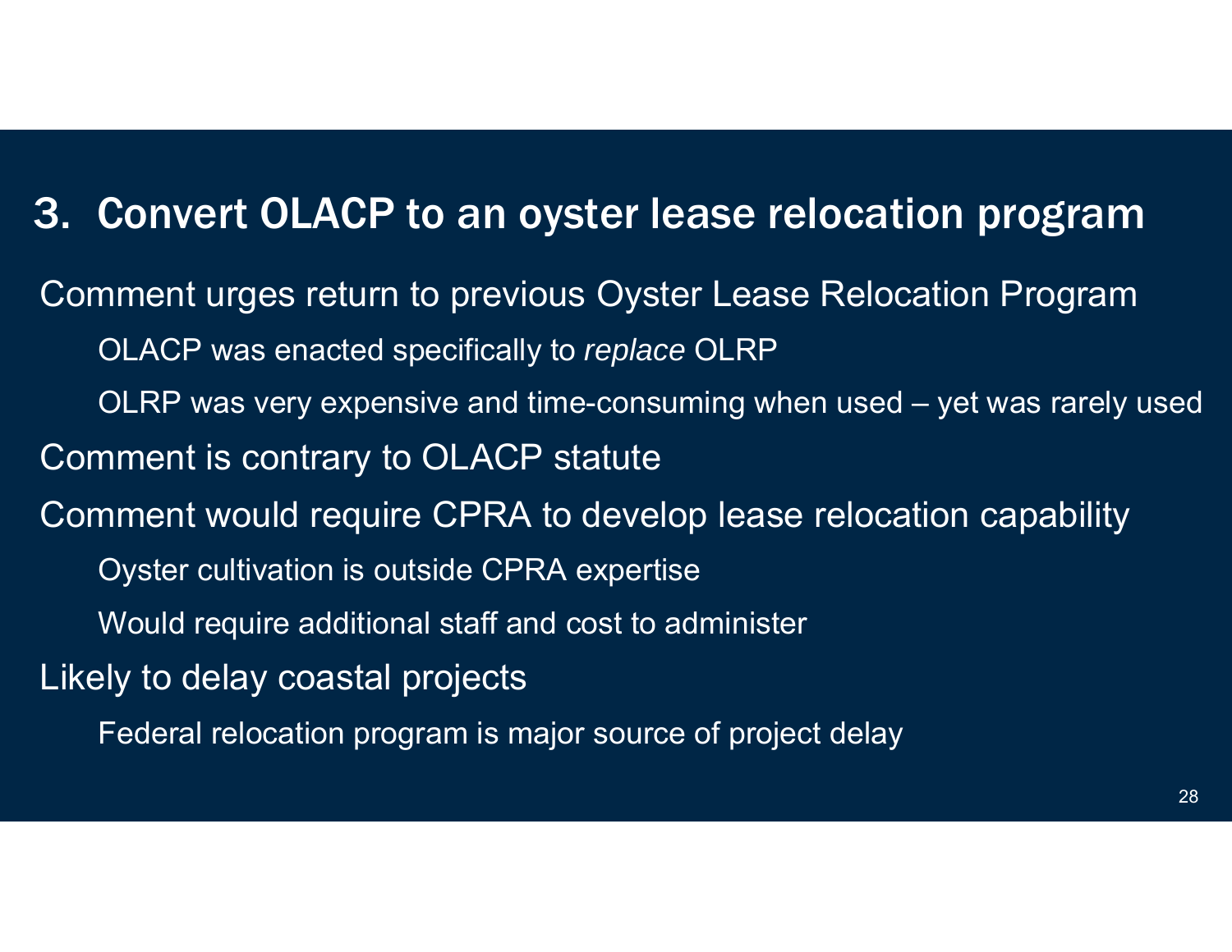## 3. Convert OLACP to an oyster lease relocation program

- Comment urges return to previous Oyster Lease Relocation Program
  - OLACP was enacted specifically to *replace* OLRP
  - OLRP was very expensive and time-consuming when used – yet was rarely used
- Comment is contrary to OLACP statute
- Comment would require CPRA to develop lease relocation capability
  - Oyster cultivation is outside CPRA expertise
  - Would require additional staff and cost to administer
- Likely to delay coastal projects
  - Federal relocation program is major source of project delay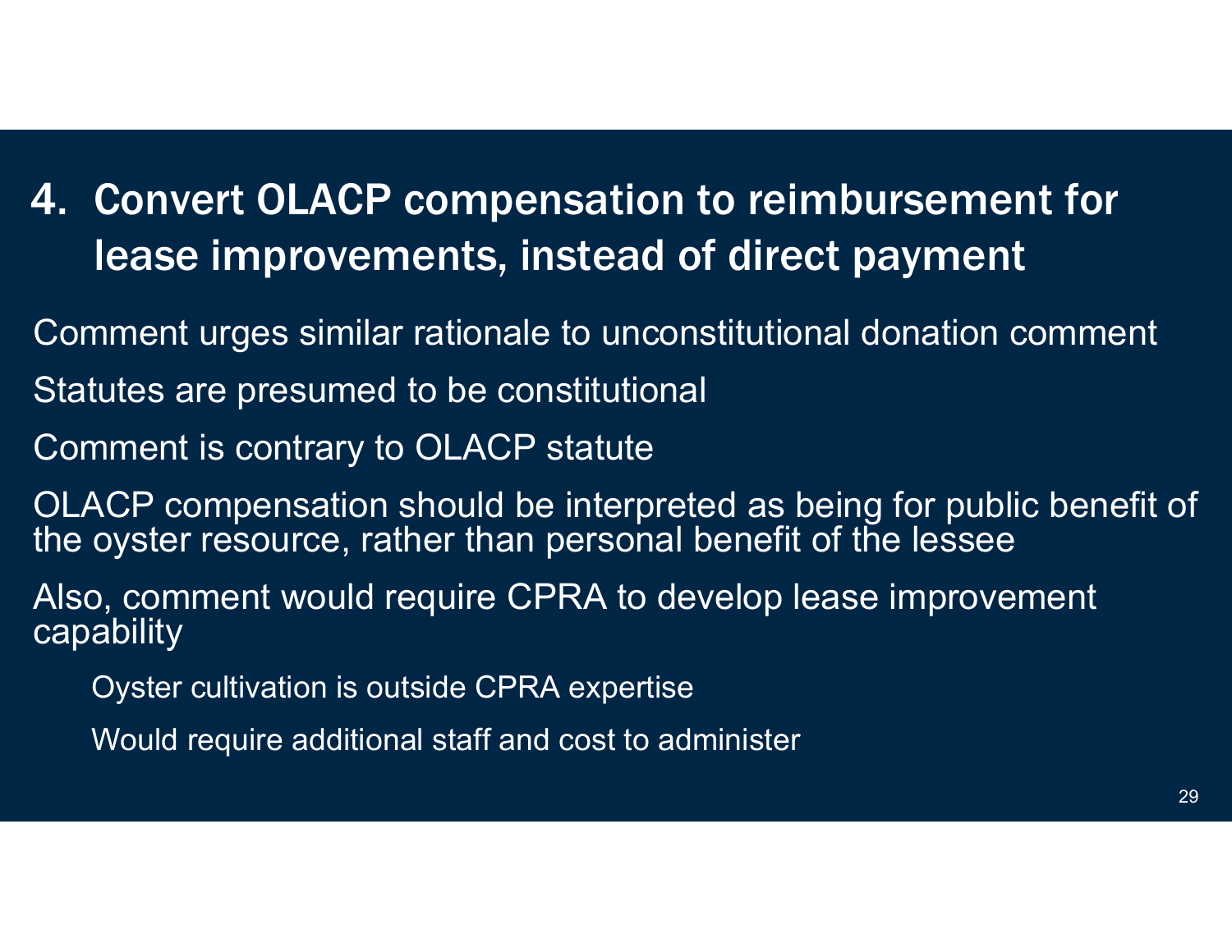## 4. Convert OLACP compensation to reimbursement for lease improvements, instead of direct payment

- Comment urges similar rationale to unconstitutional donation comment
- Statutes are presumed to be constitutional
- Comment is contrary to OLACP statute
- OLACP compensation should be interpreted as being for public benefit of the oyster resource, rather than personal benefit of the lessee
- Also, comment would require CPRA to develop lease improvement capability
  - Oyster cultivation is outside CPRA expertise
  - Would require additional staff and cost to administer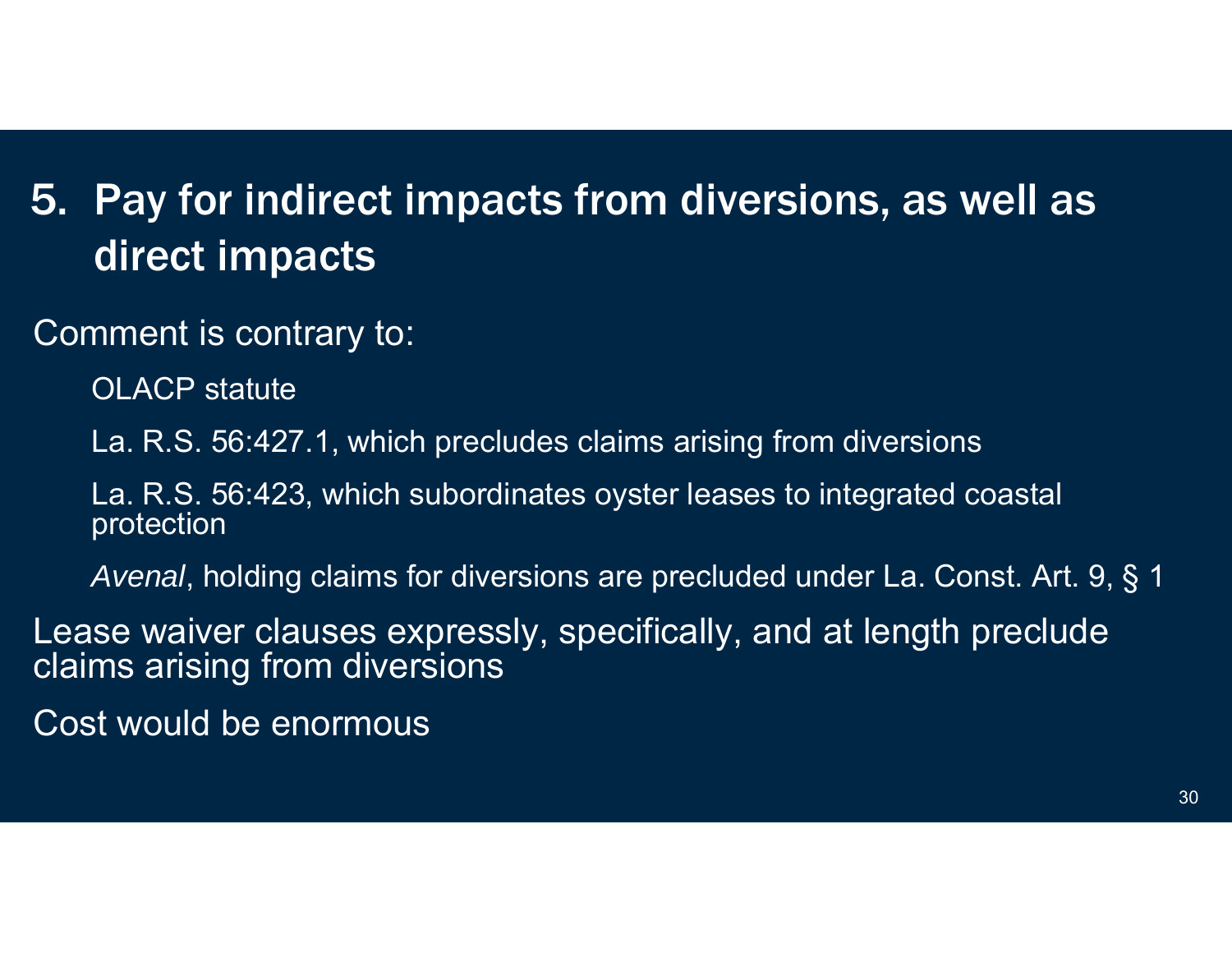## 5. Pay for indirect impacts from diversions, as well as direct impacts

Comment is contrary to:

- OLACP statute
- La. R.S. 56:427.1, which precludes claims arising from diversions
- La. R.S. 56:423, which subordinates oyster leases to integrated coastal protection
- *Avenal*, holding claims for diversions are precluded under La. Const. Art. 9, § 1

Lease waiver clauses expressly, specifically, and at length preclude claims arising from diversions

Cost would be enormous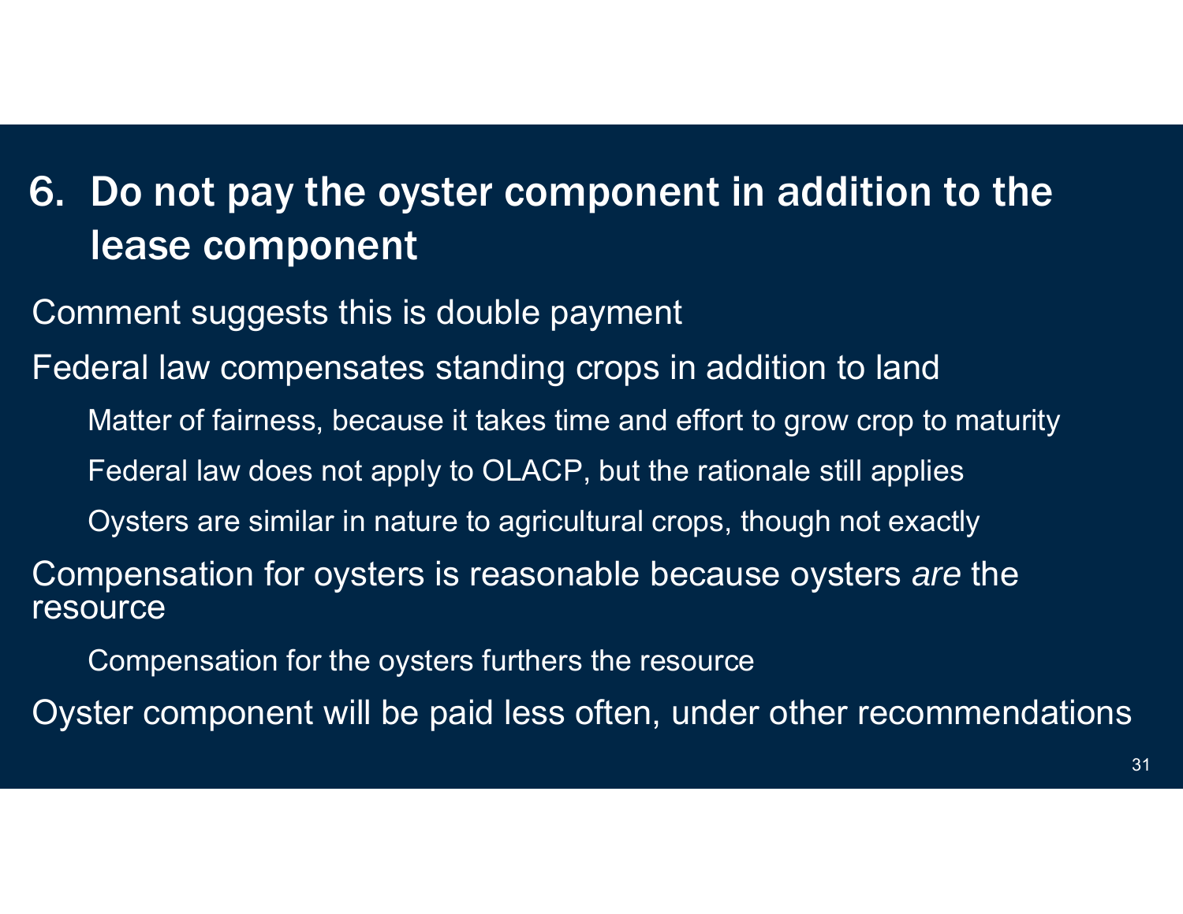# 6. Do not pay the oyster component in addition to the lease component

- Comment suggests this is double payment
- Federal law compensates standing crops in addition to land
  - Matter of fairness, because it takes time and effort to grow crop to maturity
  - Federal law does not apply to OLACP, but the rationale still applies
  - Oysters are similar in nature to agricultural crops, though not exactly
- Compensation for oysters is reasonable because oysters *are* the resource
  - Compensation for the oysters furthers the resource
- Oyster component will be paid less often, under other recommendations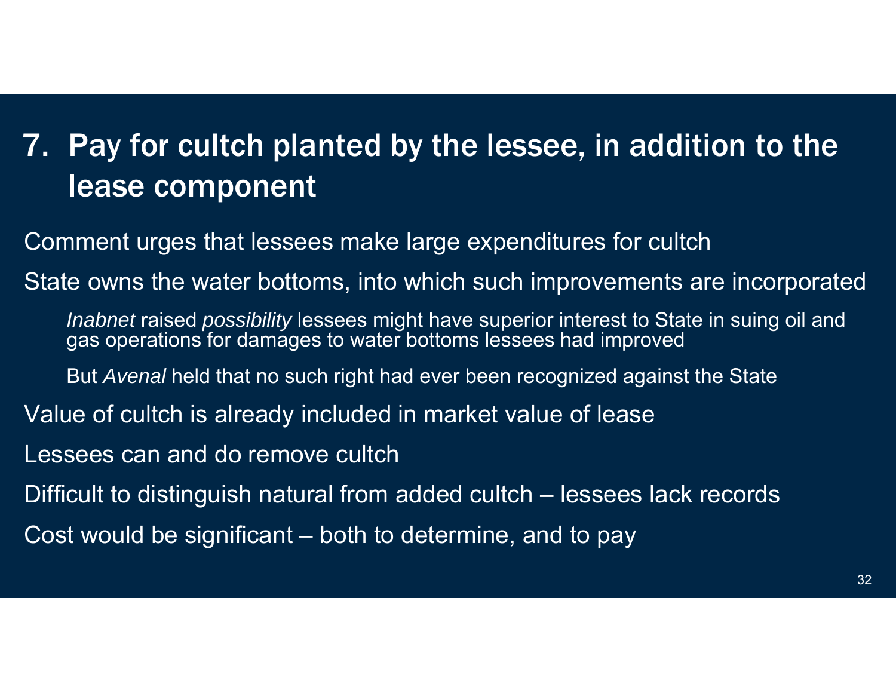# 7. Pay for cultch planted by the lessee, in addition to the lease component

- Comment urges that lessees make large expenditures for cultch
- State owns the water bottoms, into which such improvements are incorporated
  - *Inabnet* raised *possibility* lessees might have superior interest to State in suing oil and gas operations for damages to water bottoms lessees had improved
  - But *Avenal* held that no such right had ever been recognized against the State
- Value of cultch is already included in market value of lease
- Lessees can and do remove cultch
- Difficult to distinguish natural from added cultch – lessees lack records
- Cost would be significant – both to determine, and to pay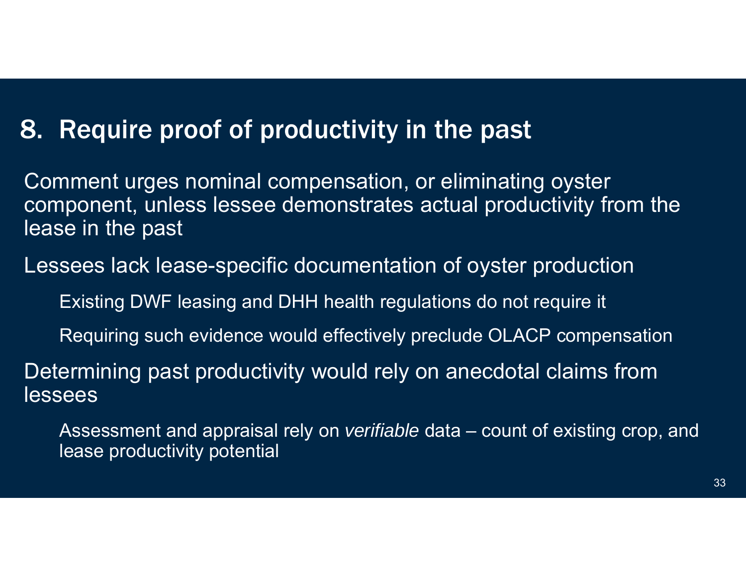## 8. Require proof of productivity in the past

Comment urges nominal compensation, or eliminating oyster component, unless lessee demonstrates actual productivity from the lease in the past

Lessees lack lease-specific documentation of oyster production

- Existing DWF leasing and DHH health regulations do not require it
- Requiring such evidence would effectively preclude OLACP compensation

Determining past productivity would rely on anecdotal claims from lessees

- Assessment and appraisal rely on *verifiable* data – count of existing crop, and lease productivity potential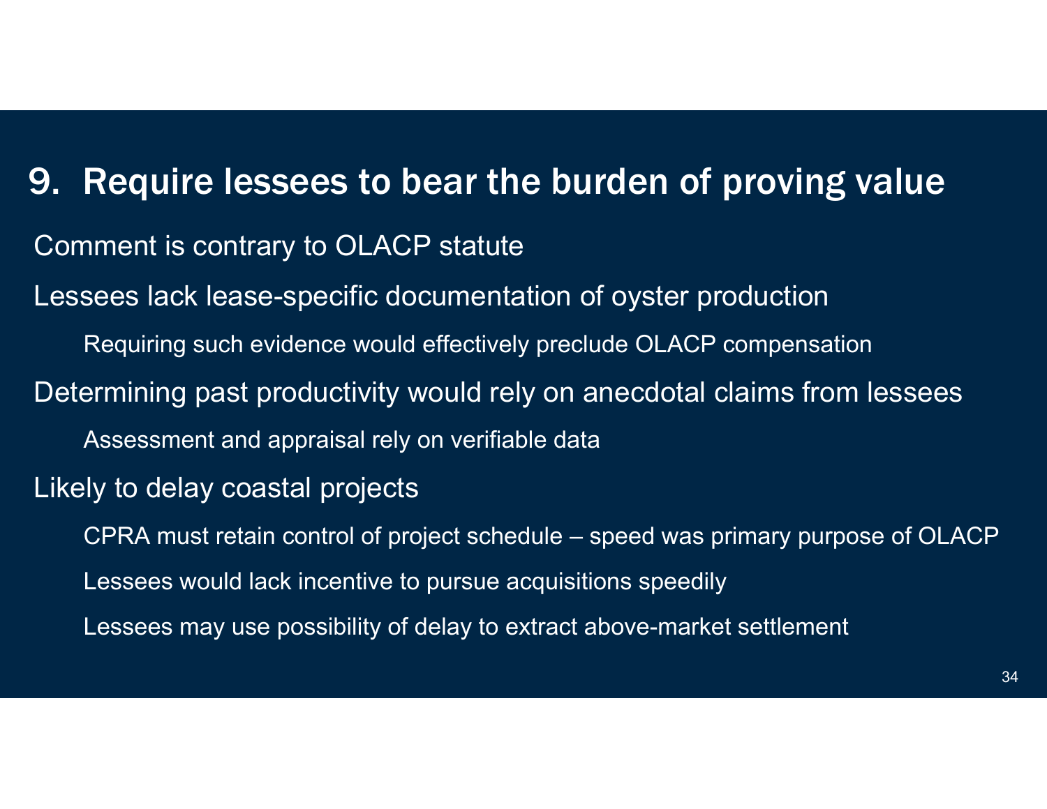## 9. Require lessees to bear the burden of proving value

- Comment is contrary to OLACP statute
- Lessees lack lease-specific documentation of oyster production
  - Requiring such evidence would effectively preclude OLACP compensation
- Determining past productivity would rely on anecdotal claims from lessees
  - Assessment and appraisal rely on verifiable data
- Likely to delay coastal projects
  - CPRA must retain control of project schedule – speed was primary purpose of OLACP
  - Lessees would lack incentive to pursue acquisitions speedily
  - Lessees may use possibility of delay to extract above-market settlement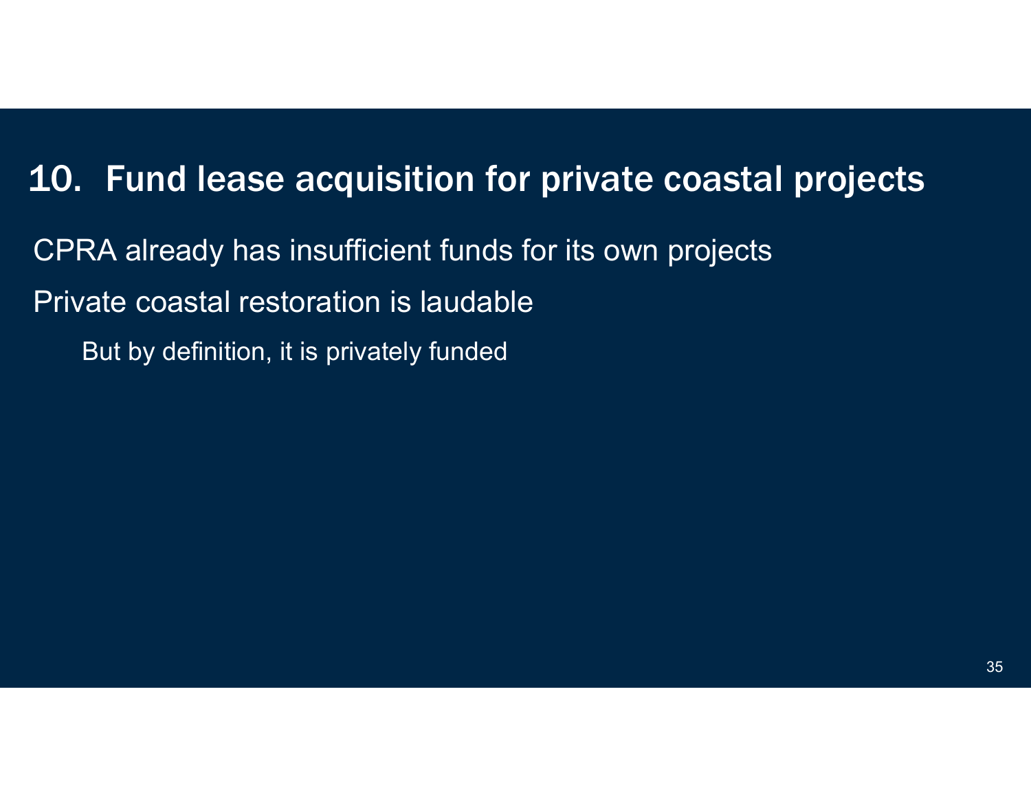# 10. Fund lease acquisition for private coastal projects

CPRA already has insufficient funds for its own projects

Private coastal restoration is laudable

- But by definition, it is privately funded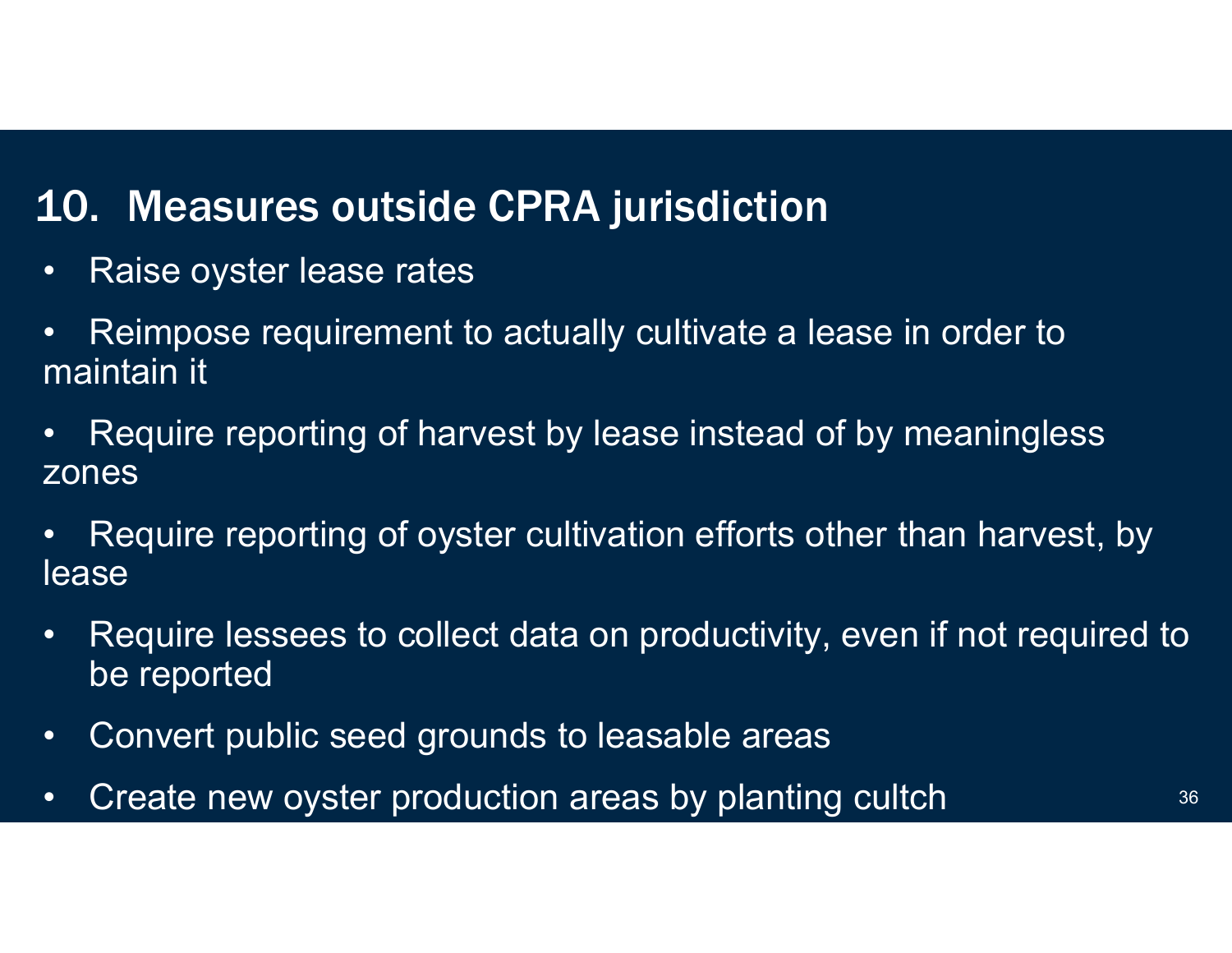## 10. Measures outside CPRA jurisdiction

- Raise oyster lease rates
- Reimpose requirement to actually cultivate a lease in order to maintain it
- Require reporting of harvest by lease instead of by meaningless zones
- Require reporting of oyster cultivation efforts other than harvest, by lease
- Require lessees to collect data on productivity, even if not required to be reported
- Convert public seed grounds to leasable areas
- Create new oyster production areas by planting cultch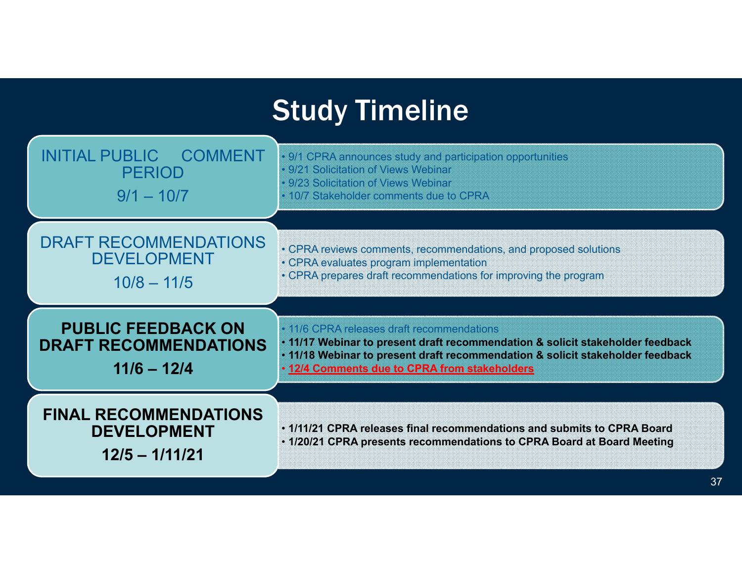# Study Timeline

## INITIAL PUBLIC COMMENT PERIOD

9/1 – 10/7

- 9/1 CPRA announces study and participation opportunities
- 9/21 Solicitation of Views Webinar
- 9/23 Solicitation of Views Webinar
- 10/7 Stakeholder comments due to CPRA

## DRAFT RECOMMENDATIONS DEVELOPMENT

10/8 – 11/5

- CPRA reviews comments, recommendations, and proposed solutions
- CPRA evaluates program implementation
- CPRA prepares draft recommendations for improving the program

## PUBLIC FEEDBACK ON DRAFT RECOMMENDATIONS

**11/6 – 12/4**

- 11/6 CPRA releases draft recommendations
- **11/17 Webinar to present draft recommendation & solicit stakeholder feedback**
- **11/18 Webinar to present draft recommendation & solicit stakeholder feedback**
- **12/4 Comments due to CPRA from stakeholders**

## FINAL RECOMMENDATIONS DEVELOPMENT

**12/5 – 1/11/21**

- **1/11/21 CPRA releases final recommendations and submits to CPRA Board**
- **1/20/21 CPRA presents recommendations to CPRA Board at Board Meeting**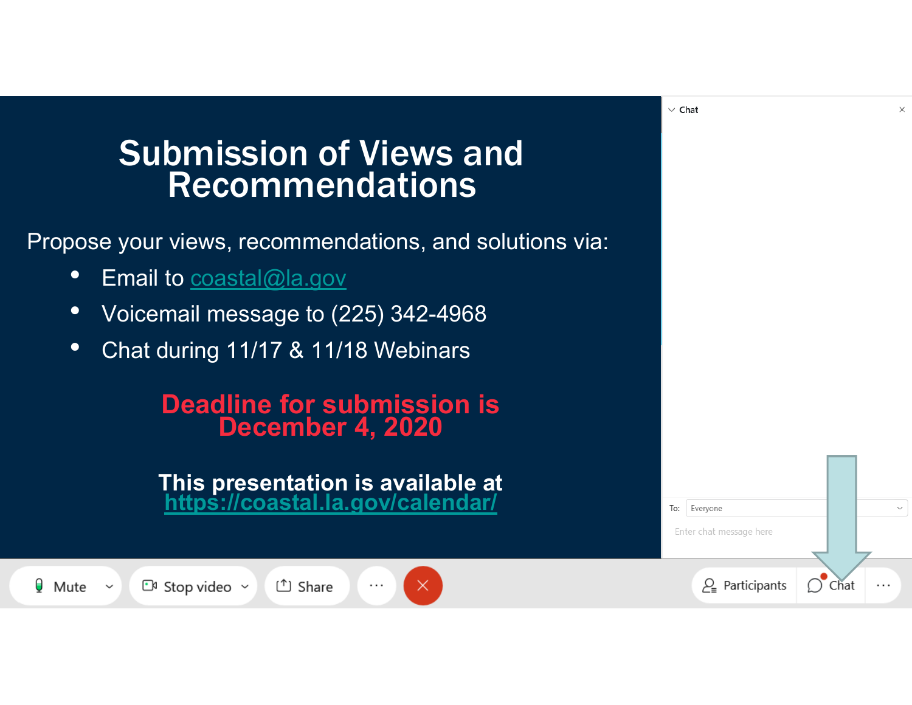# Submission of Views and Recommendations

Propose your views, recommendations, and solutions via:

- Email to coastal@la.gov
- Voicemail message to (225) 342-4968
- Chat during 11/17 & 11/18 Webinars

**Deadline for submission is December 4, 2020**

**This presentation is available at https://coastal.la.gov/calendar/**

Chat

To: Everyone

Enter chat message here

Mute Stop video Share Participants Chat